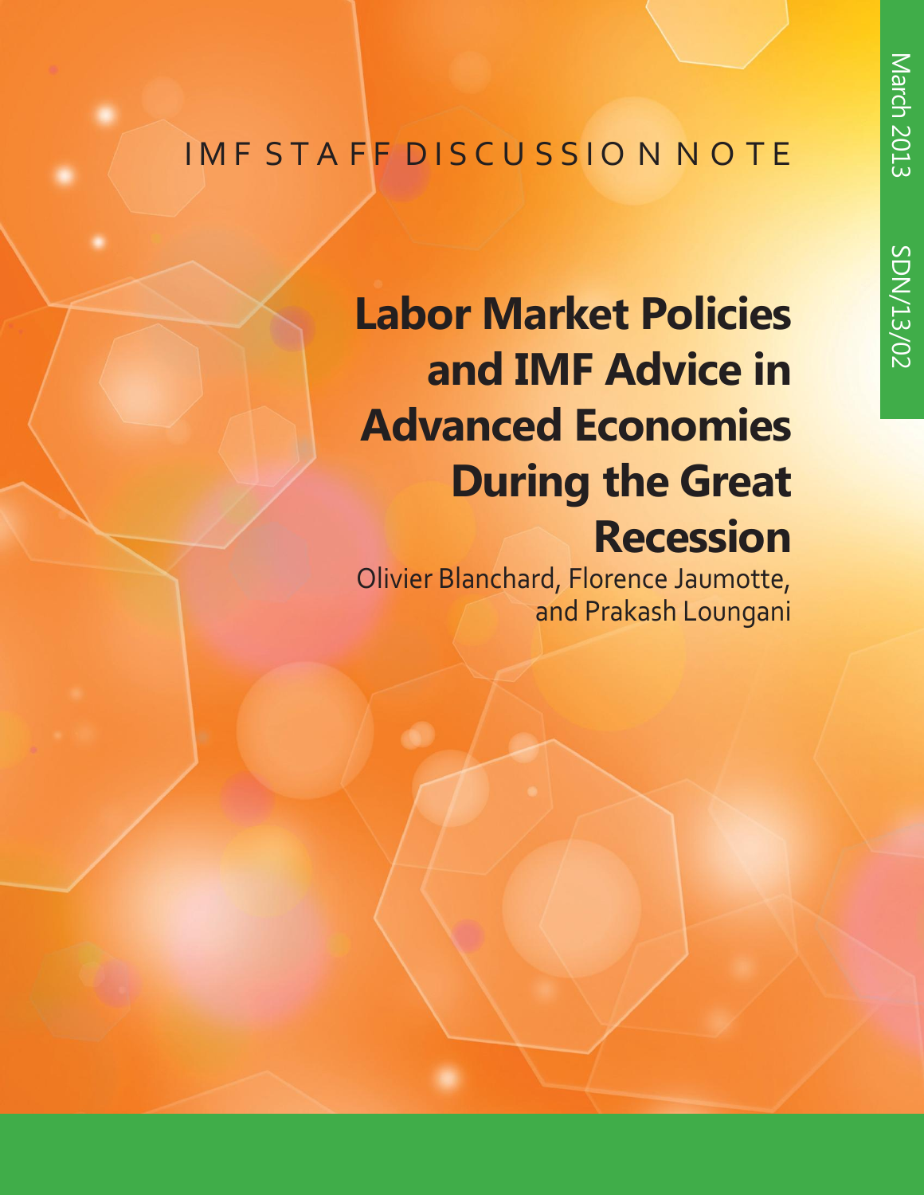IMF STAFF DISCUSSION NOTE

March 2013

SDN/13/02

# Labor Market Policies and IMF Advice in Advanced Economies During the Great Recession

Olivier Blanchard, Florence Jaumotte, and Prakash Loungani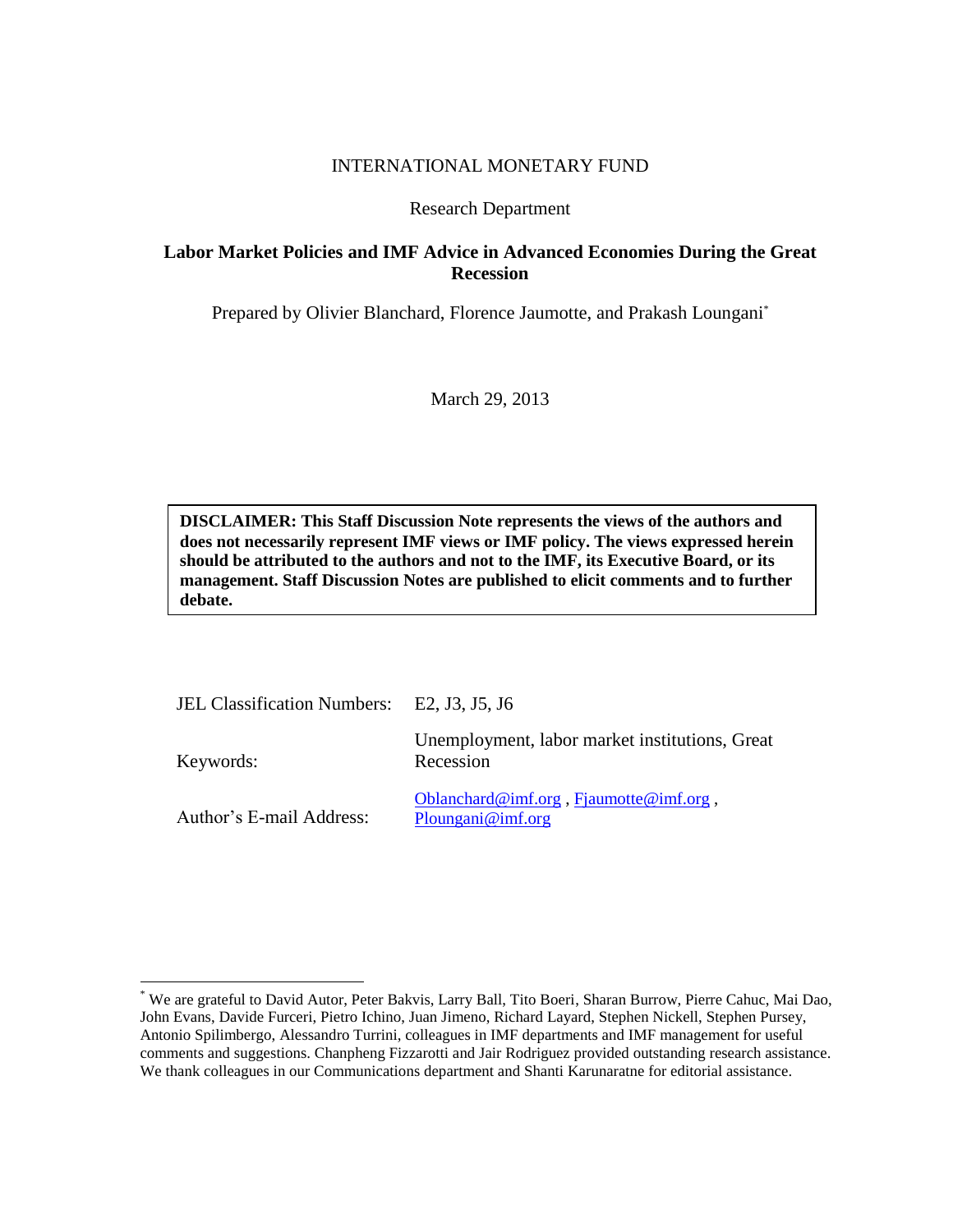INTERNATIONAL MONETARY FUND

Research Department

**Labor Market Policies and IMF Advice in Advanced Economies During the Great Recession**

Prepared by Olivier Blanchard, Florence Jaumotte, and Prakash Loungani*

March 29, 2013

**DISCLAIMER: This Staff Discussion Note represents the views of the authors and does not necessarily represent IMF views or IMF policy. The views expressed herein should be attributed to the authors and not to the IMF, its Executive Board, or its management. Staff Discussion Notes are published to elicit comments and to further debate.**

| | |
|---|---|
| JEL Classification Numbers: | E2, J3, J5, J6 |
| Keywords: | Unemployment, labor market institutions, Great Recession |
| Author's E-mail Address: | Oblanchard@imf.org , Fjaumotte@imf.org , Ploungani@imf.org |

* We are grateful to David Autor, Peter Bakvis, Larry Ball, Tito Boeri, Sharan Burrow, Pierre Cahuc, Mai Dao, John Evans, Davide Furceri, Pietro Ichino, Juan Jimeno, Richard Layard, Stephen Nickell, Stephen Pursey, Antonio Spilimbergo, Alessandro Turrini, colleagues in IMF departments and IMF management for useful comments and suggestions. Chanpheng Fizzarotti and Jair Rodriguez provided outstanding research assistance. We thank colleagues in our Communications department and Shanti Karunaratne for editorial assistance.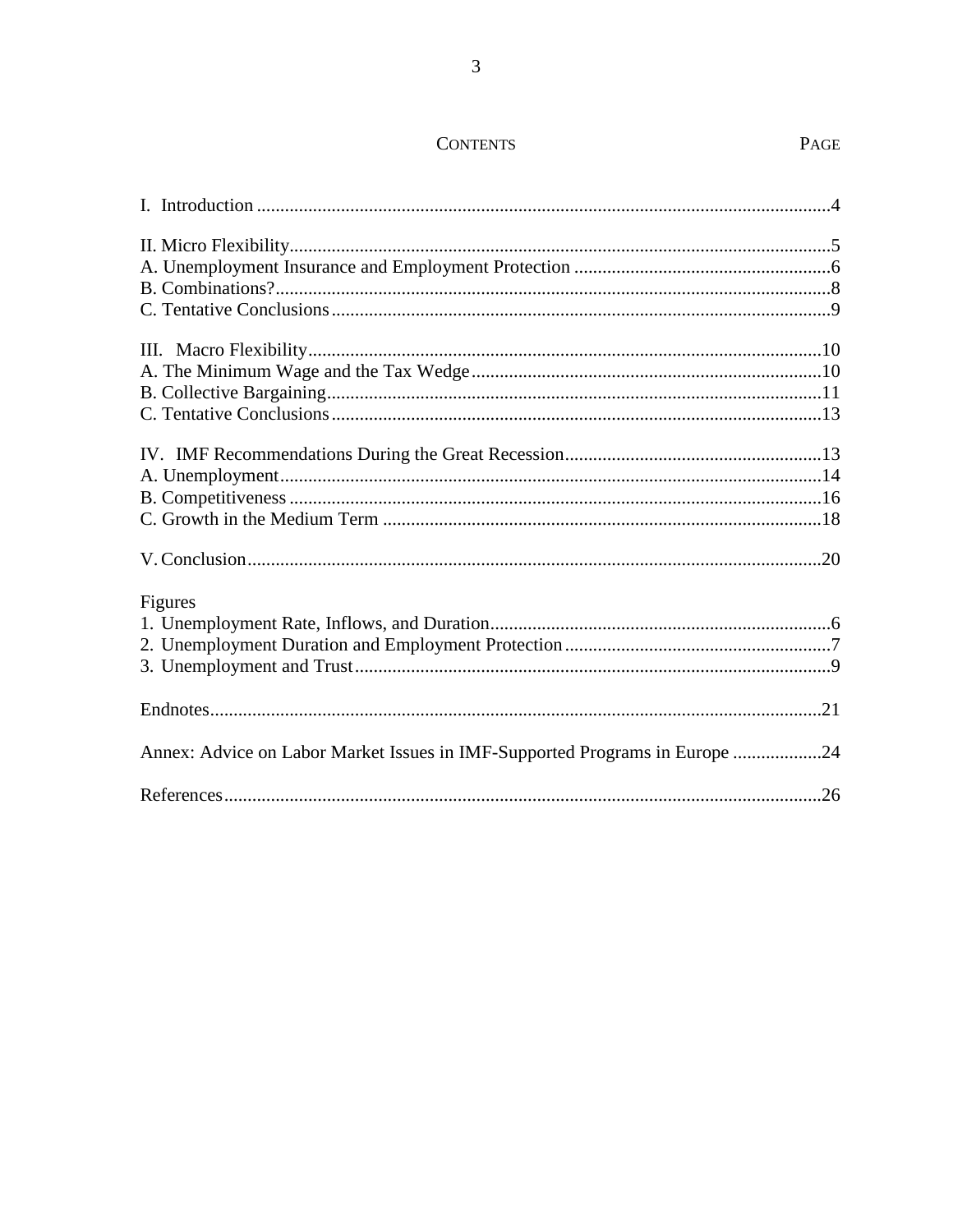## CONTENTS

| | PAGE |
|---|---|
| I. Introduction | 4 |
| II. Micro Flexibility | 5 |
| A. Unemployment Insurance and Employment Protection | 6 |
| B. Combinations? | 8 |
| C. Tentative Conclusions | 9 |
| III. Macro Flexibility | 10 |
| A. The Minimum Wage and the Tax Wedge | 10 |
| B. Collective Bargaining | 11 |
| C. Tentative Conclusions | 13 |
| IV. IMF Recommendations During the Great Recession | 13 |
| A. Unemployment | 14 |
| B. Competitiveness | 16 |
| C. Growth in the Medium Term | 18 |
| V. Conclusion | 20 |
| Figures | |
| 1. Unemployment Rate, Inflows, and Duration | 6 |
| 2. Unemployment Duration and Employment Protection | 7 |
| 3. Unemployment and Trust | 9 |
| Endnotes | 21 |
| Annex: Advice on Labor Market Issues in IMF-Supported Programs in Europe | 24 |
| References | 26 |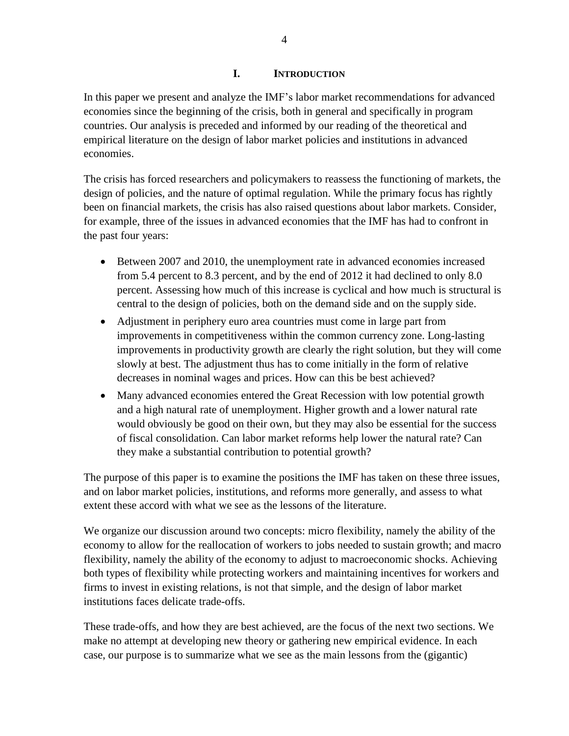# I. INTRODUCTION

In this paper we present and analyze the IMF's labor market recommendations for advanced economies since the beginning of the crisis, both in general and specifically in program countries. Our analysis is preceded and informed by our reading of the theoretical and empirical literature on the design of labor market policies and institutions in advanced economies.

The crisis has forced researchers and policymakers to reassess the functioning of markets, the design of policies, and the nature of optimal regulation. While the primary focus has rightly been on financial markets, the crisis has also raised questions about labor markets. Consider, for example, three of the issues in advanced economies that the IMF has had to confront in the past four years:

- Between 2007 and 2010, the unemployment rate in advanced economies increased from 5.4 percent to 8.3 percent, and by the end of 2012 it had declined to only 8.0 percent. Assessing how much of this increase is cyclical and how much is structural is central to the design of policies, both on the demand side and on the supply side.
- Adjustment in periphery euro area countries must come in large part from improvements in competitiveness within the common currency zone. Long-lasting improvements in productivity growth are clearly the right solution, but they will come slowly at best. The adjustment thus has to come initially in the form of relative decreases in nominal wages and prices. How can this be best achieved?
- Many advanced economies entered the Great Recession with low potential growth and a high natural rate of unemployment. Higher growth and a lower natural rate would obviously be good on their own, but they may also be essential for the success of fiscal consolidation. Can labor market reforms help lower the natural rate? Can they make a substantial contribution to potential growth?

The purpose of this paper is to examine the positions the IMF has taken on these three issues, and on labor market policies, institutions, and reforms more generally, and assess to what extent these accord with what we see as the lessons of the literature.

We organize our discussion around two concepts: micro flexibility, namely the ability of the economy to allow for the reallocation of workers to jobs needed to sustain growth; and macro flexibility, namely the ability of the economy to adjust to macroeconomic shocks. Achieving both types of flexibility while protecting workers and maintaining incentives for workers and firms to invest in existing relations, is not that simple, and the design of labor market institutions faces delicate trade-offs.

These trade-offs, and how they are best achieved, are the focus of the next two sections. We make no attempt at developing new theory or gathering new empirical evidence. In each case, our purpose is to summarize what we see as the main lessons from the (gigantic)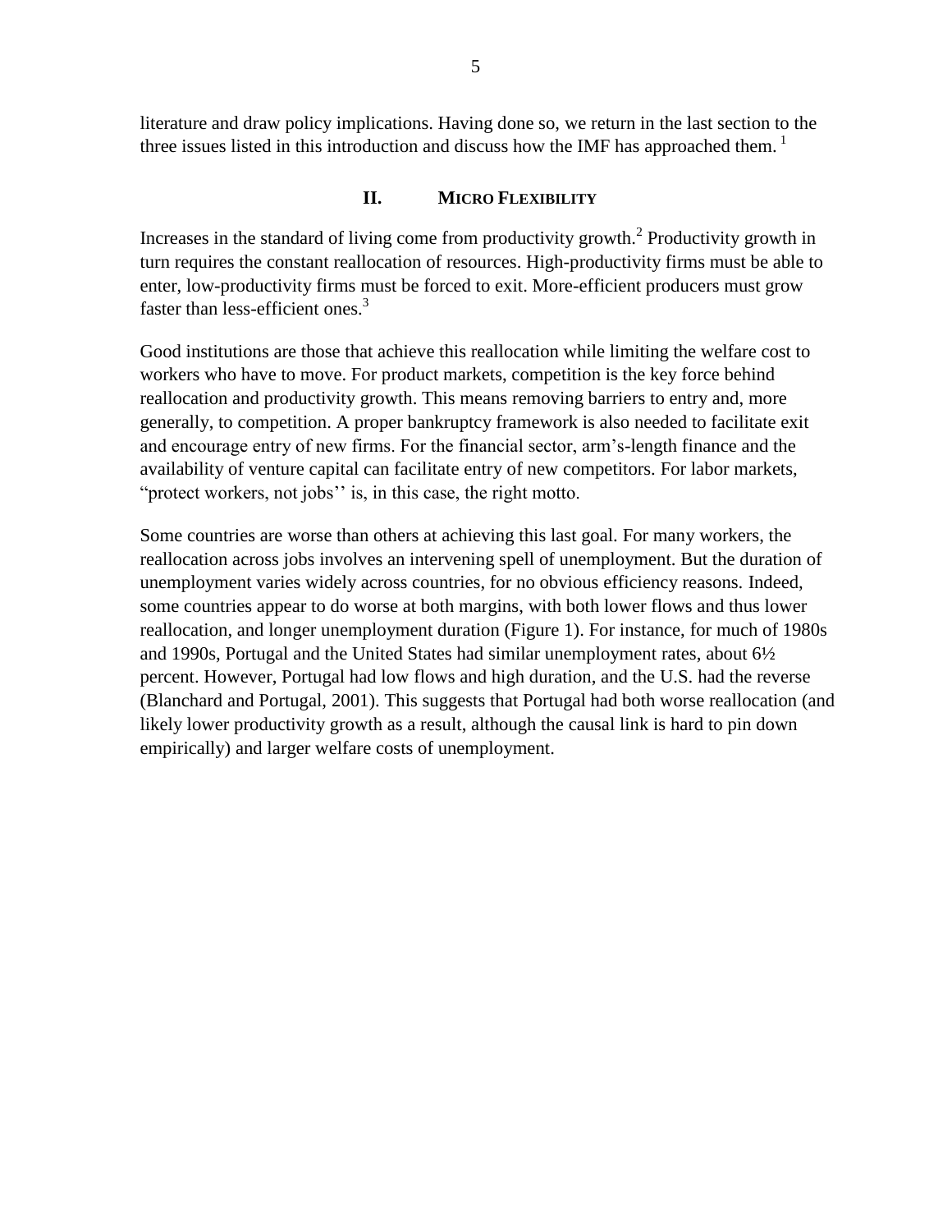literature and draw policy implications. Having done so, we return in the last section to the three issues listed in this introduction and discuss how the IMF has approached them. [1]

## II. Micro Flexibility

Increases in the standard of living come from productivity growth.[2] Productivity growth in turn requires the constant reallocation of resources. High-productivity firms must be able to enter, low-productivity firms must be forced to exit. More-efficient producers must grow faster than less-efficient ones.[3]

Good institutions are those that achieve this reallocation while limiting the welfare cost to workers who have to move. For product markets, competition is the key force behind reallocation and productivity growth. This means removing barriers to entry and, more generally, to competition. A proper bankruptcy framework is also needed to facilitate exit and encourage entry of new firms. For the financial sector, arm's-length finance and the availability of venture capital can facilitate entry of new competitors. For labor markets, "protect workers, not jobs'' is, in this case, the right motto.

Some countries are worse than others at achieving this last goal. For many workers, the reallocation across jobs involves an intervening spell of unemployment. But the duration of unemployment varies widely across countries, for no obvious efficiency reasons. Indeed, some countries appear to do worse at both margins, with both lower flows and thus lower reallocation, and longer unemployment duration (Figure 1). For instance, for much of 1980s and 1990s, Portugal and the United States had similar unemployment rates, about 6½ percent. However, Portugal had low flows and high duration, and the U.S. had the reverse (Blanchard and Portugal, 2001). This suggests that Portugal had both worse reallocation (and likely lower productivity growth as a result, although the causal link is hard to pin down empirically) and larger welfare costs of unemployment.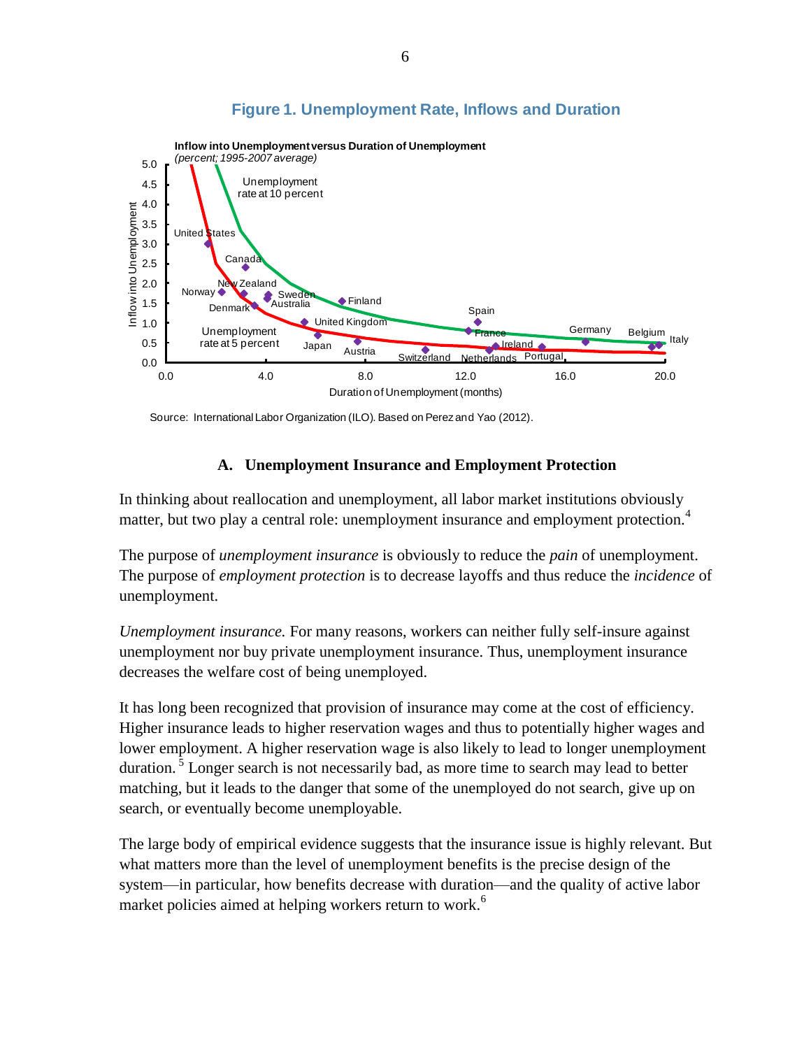**Figure 1. Unemployment Rate, Inflows and Duration**

Source: International Labor Organization (ILO). Based on Perez and Yao (2012).

### A. Unemployment Insurance and Employment Protection

In thinking about reallocation and unemployment, all labor market institutions obviously matter, but two play a central role: unemployment insurance and employment protection.[4]

The purpose of *unemployment insurance* is obviously to reduce the *pain* of unemployment. The purpose of *employment protection* is to decrease layoffs and thus reduce the *incidence* of unemployment.

*Unemployment insurance.* For many reasons, workers can neither fully self-insure against unemployment nor buy private unemployment insurance. Thus, unemployment insurance decreases the welfare cost of being unemployed.

It has long been recognized that provision of insurance may come at the cost of efficiency. Higher insurance leads to higher reservation wages and thus to potentially higher wages and lower employment. A higher reservation wage is also likely to lead to longer unemployment duration.[5] Longer search is not necessarily bad, as more time to search may lead to better matching, but it leads to the danger that some of the unemployed do not search, give up on search, or eventually become unemployable.

The large body of empirical evidence suggests that the insurance issue is highly relevant. But what matters more than the level of unemployment benefits is the precise design of the system—in particular, how benefits decrease with duration—and the quality of active labor market policies aimed at helping workers return to work.[6]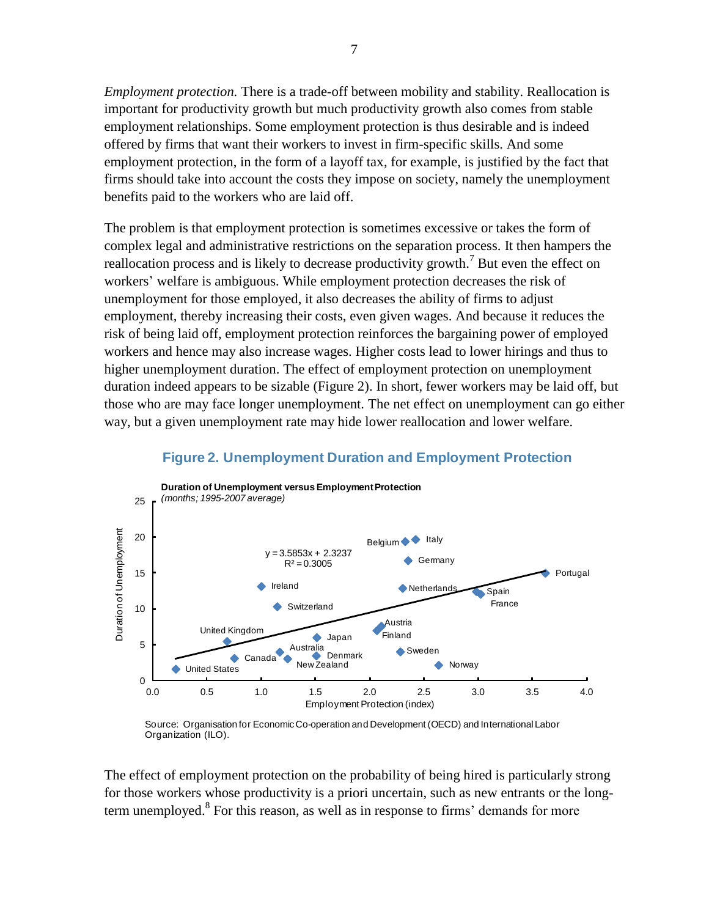*Employment protection.* There is a trade-off between mobility and stability. Reallocation is important for productivity growth but much productivity growth also comes from stable employment relationships. Some employment protection is thus desirable and is indeed offered by firms that want their workers to invest in firm-specific skills. And some employment protection, in the form of a layoff tax, for example, is justified by the fact that firms should take into account the costs they impose on society, namely the unemployment benefits paid to the workers who are laid off.

The problem is that employment protection is sometimes excessive or takes the form of complex legal and administrative restrictions on the separation process. It then hampers the reallocation process and is likely to decrease productivity growth.[7] But even the effect on workers' welfare is ambiguous. While employment protection decreases the risk of unemployment for those employed, it also decreases the ability of firms to adjust employment, thereby increasing their costs, even given wages. And because it reduces the risk of being laid off, employment protection reinforces the bargaining power of employed workers and hence may also increase wages. Higher costs lead to lower hirings and thus to higher unemployment duration. The effect of employment protection on unemployment duration indeed appears to be sizable (Figure 2). In short, fewer workers may be laid off, but those who are may face longer unemployment. The net effect on unemployment can go either way, but a given unemployment rate may hide lower reallocation and lower welfare.

**Figure 2. Unemployment Duration and Employment Protection**

**Duration of Unemployment versus Employment Protection**
*(months; 1995-2007 average)*

$y = 3.5853x + 2.3237$
$R^2 = 0.3005$

Source: Organisation for Economic Co-operation and Development (OECD) and International Labor Organization (ILO).

The effect of employment protection on the probability of being hired is particularly strong for those workers whose productivity is a priori uncertain, such as new entrants or the long-term unemployed.[8] For this reason, as well as in response to firms' demands for more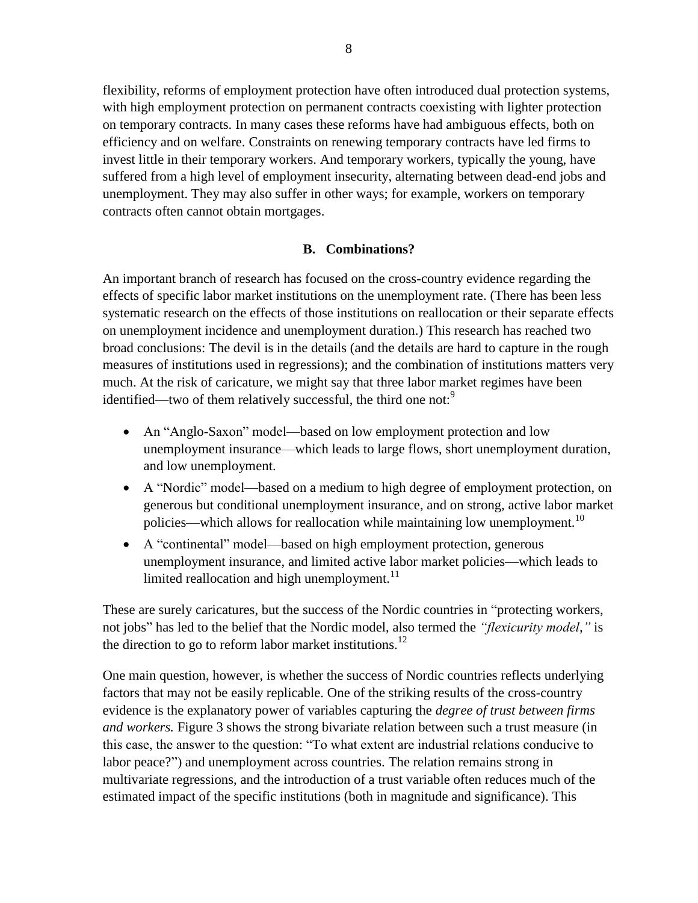flexibility, reforms of employment protection have often introduced dual protection systems, with high employment protection on permanent contracts coexisting with lighter protection on temporary contracts. In many cases these reforms have had ambiguous effects, both on efficiency and on welfare. Constraints on renewing temporary contracts have led firms to invest little in their temporary workers. And temporary workers, typically the young, have suffered from a high level of employment insecurity, alternating between dead-end jobs and unemployment. They may also suffer in other ways; for example, workers on temporary contracts often cannot obtain mortgages.

## B. Combinations?

An important branch of research has focused on the cross-country evidence regarding the effects of specific labor market institutions on the unemployment rate. (There has been less systematic research on the effects of those institutions on reallocation or their separate effects on unemployment incidence and unemployment duration.) This research has reached two broad conclusions: The devil is in the details (and the details are hard to capture in the rough measures of institutions used in regressions); and the combination of institutions matters very much. At the risk of caricature, we might say that three labor market regimes have been identified—two of them relatively successful, the third one not:[9]

- An "Anglo-Saxon" model—based on low employment protection and low unemployment insurance—which leads to large flows, short unemployment duration, and low unemployment.
- A "Nordic" model—based on a medium to high degree of employment protection, on generous but conditional unemployment insurance, and on strong, active labor market policies—which allows for reallocation while maintaining low unemployment.[10]
- A "continental" model—based on high employment protection, generous unemployment insurance, and limited active labor market policies—which leads to limited reallocation and high unemployment.[11]

These are surely caricatures, but the success of the Nordic countries in "protecting workers, not jobs" has led to the belief that the Nordic model, also termed the *"flexicurity model,"* is the direction to go to reform labor market institutions.[12]

One main question, however, is whether the success of Nordic countries reflects underlying factors that may not be easily replicable. One of the striking results of the cross-country evidence is the explanatory power of variables capturing the *degree of trust between firms and workers.* Figure 3 shows the strong bivariate relation between such a trust measure (in this case, the answer to the question: "To what extent are industrial relations conducive to labor peace?") and unemployment across countries. The relation remains strong in multivariate regressions, and the introduction of a trust variable often reduces much of the estimated impact of the specific institutions (both in magnitude and significance). This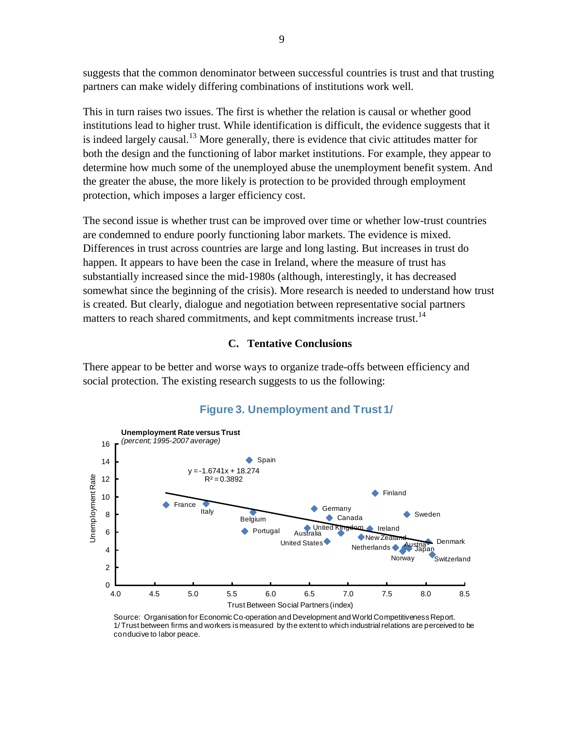suggests that the common denominator between successful countries is trust and that trusting partners can make widely differing combinations of institutions work well.

This in turn raises two issues. The first is whether the relation is causal or whether good institutions lead to higher trust. While identification is difficult, the evidence suggests that it is indeed largely causal.[13] More generally, there is evidence that civic attitudes matter for both the design and the functioning of labor market institutions. For example, they appear to determine how much some of the unemployed abuse the unemployment benefit system. And the greater the abuse, the more likely is protection to be provided through employment protection, which imposes a larger efficiency cost.

The second issue is whether trust can be improved over time or whether low-trust countries are condemned to endure poorly functioning labor markets. The evidence is mixed. Differences in trust across countries are large and long lasting. But increases in trust do happen. It appears to have been the case in Ireland, where the measure of trust has substantially increased since the mid-1980s (although, interestingly, it has decreased somewhat since the beginning of the crisis). More research is needed to understand how trust is created. But clearly, dialogue and negotiation between representative social partners matters to reach shared commitments, and kept commitments increase trust.[14]

### C. Tentative Conclusions

There appear to be better and worse ways to organize trade-offs between efficiency and social protection. The existing research suggests to us the following:

**Figure 3. Unemployment and Trust 1/**

**Unemployment Rate versus Trust**
*(percent; 1995-2007 average)*

$y = -1.6741x + 18.274$
$R^2 = 0.3892$

Source: Organisation for Economic Co-operation and Development and World Competitiveness Report.
1/ Trust between firms and workers is measured by the extent to which industrial relations are perceived to be conducive to labor peace.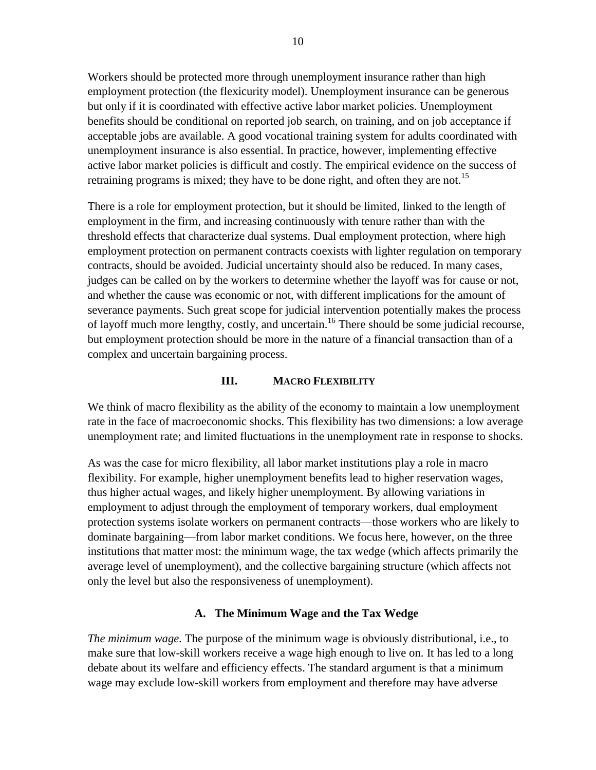Workers should be protected more through unemployment insurance rather than high employment protection (the flexicurity model). Unemployment insurance can be generous but only if it is coordinated with effective active labor market policies. Unemployment benefits should be conditional on reported job search, on training, and on job acceptance if acceptable jobs are available. A good vocational training system for adults coordinated with unemployment insurance is also essential. In practice, however, implementing effective active labor market policies is difficult and costly. The empirical evidence on the success of retraining programs is mixed; they have to be done right, and often they are not.[15]

There is a role for employment protection, but it should be limited, linked to the length of employment in the firm, and increasing continuously with tenure rather than with the threshold effects that characterize dual systems. Dual employment protection, where high employment protection on permanent contracts coexists with lighter regulation on temporary contracts, should be avoided. Judicial uncertainty should also be reduced. In many cases, judges can be called on by the workers to determine whether the layoff was for cause or not, and whether the cause was economic or not, with different implications for the amount of severance payments. Such great scope for judicial intervention potentially makes the process of layoff much more lengthy, costly, and uncertain.[16] There should be some judicial recourse, but employment protection should be more in the nature of a financial transaction than of a complex and uncertain bargaining process.

## III. Macro Flexibility

We think of macro flexibility as the ability of the economy to maintain a low unemployment rate in the face of macroeconomic shocks. This flexibility has two dimensions: a low average unemployment rate; and limited fluctuations in the unemployment rate in response to shocks.

As was the case for micro flexibility, all labor market institutions play a role in macro flexibility. For example, higher unemployment benefits lead to higher reservation wages, thus higher actual wages, and likely higher unemployment. By allowing variations in employment to adjust through the employment of temporary workers, dual employment protection systems isolate workers on permanent contracts—those workers who are likely to dominate bargaining—from labor market conditions. We focus here, however, on the three institutions that matter most: the minimum wage, the tax wedge (which affects primarily the average level of unemployment), and the collective bargaining structure (which affects not only the level but also the responsiveness of unemployment).

### A. The Minimum Wage and the Tax Wedge

*The minimum wage.* The purpose of the minimum wage is obviously distributional, i.e., to make sure that low-skill workers receive a wage high enough to live on. It has led to a long debate about its welfare and efficiency effects. The standard argument is that a minimum wage may exclude low-skill workers from employment and therefore may have adverse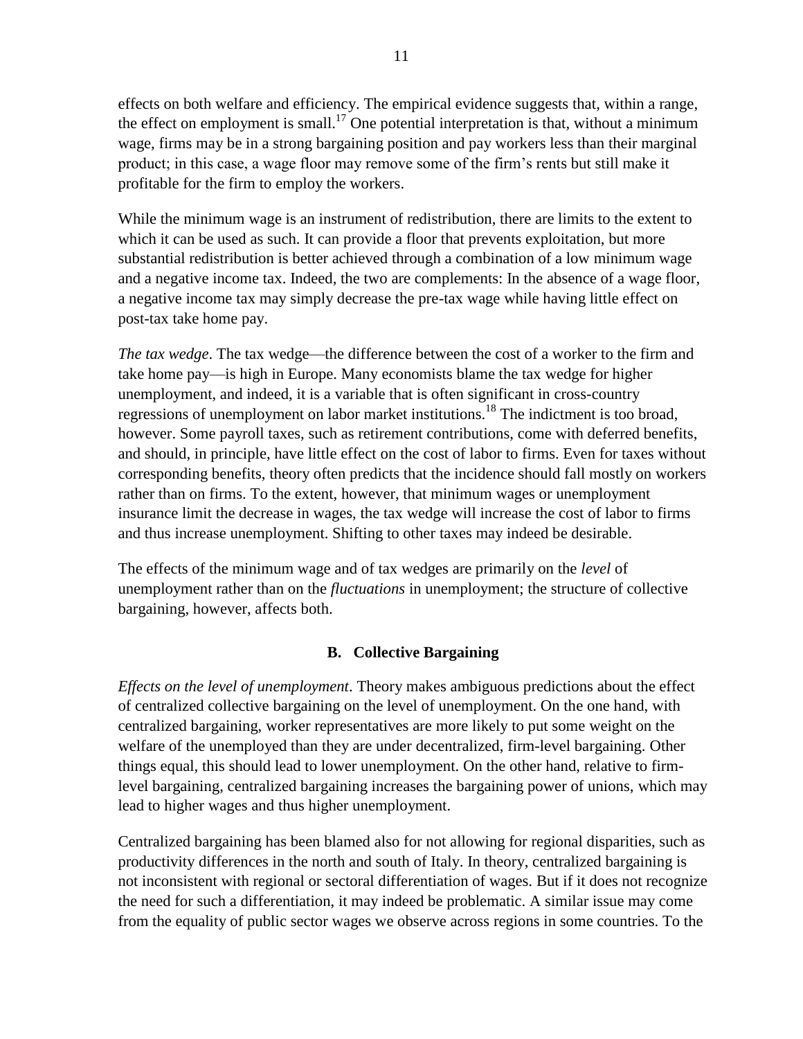effects on both welfare and efficiency. The empirical evidence suggests that, within a range, the effect on employment is small.[17] One potential interpretation is that, without a minimum wage, firms may be in a strong bargaining position and pay workers less than their marginal product; in this case, a wage floor may remove some of the firm's rents but still make it profitable for the firm to employ the workers.

While the minimum wage is an instrument of redistribution, there are limits to the extent to which it can be used as such. It can provide a floor that prevents exploitation, but more substantial redistribution is better achieved through a combination of a low minimum wage and a negative income tax. Indeed, the two are complements: In the absence of a wage floor, a negative income tax may simply decrease the pre-tax wage while having little effect on post-tax take home pay.

*The tax wedge*. The tax wedge—the difference between the cost of a worker to the firm and take home pay—is high in Europe. Many economists blame the tax wedge for higher unemployment, and indeed, it is a variable that is often significant in cross-country regressions of unemployment on labor market institutions.[18] The indictment is too broad, however. Some payroll taxes, such as retirement contributions, come with deferred benefits, and should, in principle, have little effect on the cost of labor to firms. Even for taxes without corresponding benefits, theory often predicts that the incidence should fall mostly on workers rather than on firms. To the extent, however, that minimum wages or unemployment insurance limit the decrease in wages, the tax wedge will increase the cost of labor to firms and thus increase unemployment. Shifting to other taxes may indeed be desirable.

The effects of the minimum wage and of tax wedges are primarily on the *level* of unemployment rather than on the *fluctuations* in unemployment; the structure of collective bargaining, however, affects both.

## B. Collective Bargaining

*Effects on the level of unemployment*. Theory makes ambiguous predictions about the effect of centralized collective bargaining on the level of unemployment. On the one hand, with centralized bargaining, worker representatives are more likely to put some weight on the welfare of the unemployed than they are under decentralized, firm-level bargaining. Other things equal, this should lead to lower unemployment. On the other hand, relative to firm-level bargaining, centralized bargaining increases the bargaining power of unions, which may lead to higher wages and thus higher unemployment.

Centralized bargaining has been blamed also for not allowing for regional disparities, such as productivity differences in the north and south of Italy. In theory, centralized bargaining is not inconsistent with regional or sectoral differentiation of wages. But if it does not recognize the need for such a differentiation, it may indeed be problematic. A similar issue may come from the equality of public sector wages we observe across regions in some countries. To the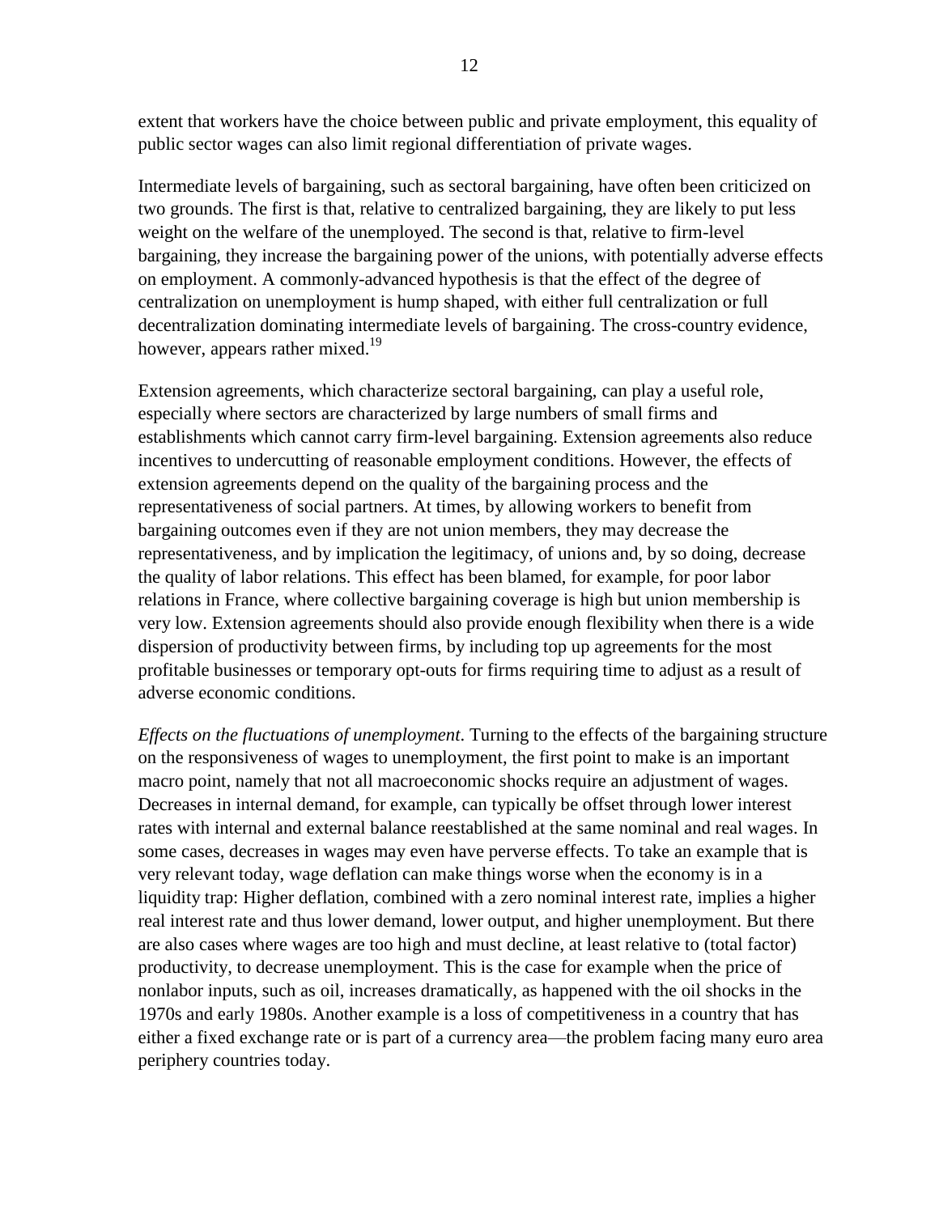extent that workers have the choice between public and private employment, this equality of public sector wages can also limit regional differentiation of private wages.

Intermediate levels of bargaining, such as sectoral bargaining, have often been criticized on two grounds. The first is that, relative to centralized bargaining, they are likely to put less weight on the welfare of the unemployed. The second is that, relative to firm-level bargaining, they increase the bargaining power of the unions, with potentially adverse effects on employment. A commonly-advanced hypothesis is that the effect of the degree of centralization on unemployment is hump shaped, with either full centralization or full decentralization dominating intermediate levels of bargaining. The cross-country evidence, however, appears rather mixed.[19]

Extension agreements, which characterize sectoral bargaining, can play a useful role, especially where sectors are characterized by large numbers of small firms and establishments which cannot carry firm-level bargaining. Extension agreements also reduce incentives to undercutting of reasonable employment conditions. However, the effects of extension agreements depend on the quality of the bargaining process and the representativeness of social partners. At times, by allowing workers to benefit from bargaining outcomes even if they are not union members, they may decrease the representativeness, and by implication the legitimacy, of unions and, by so doing, decrease the quality of labor relations. This effect has been blamed, for example, for poor labor relations in France, where collective bargaining coverage is high but union membership is very low. Extension agreements should also provide enough flexibility when there is a wide dispersion of productivity between firms, by including top up agreements for the most profitable businesses or temporary opt-outs for firms requiring time to adjust as a result of adverse economic conditions.

*Effects on the fluctuations of unemployment*. Turning to the effects of the bargaining structure on the responsiveness of wages to unemployment, the first point to make is an important macro point, namely that not all macroeconomic shocks require an adjustment of wages. Decreases in internal demand, for example, can typically be offset through lower interest rates with internal and external balance reestablished at the same nominal and real wages. In some cases, decreases in wages may even have perverse effects. To take an example that is very relevant today, wage deflation can make things worse when the economy is in a liquidity trap: Higher deflation, combined with a zero nominal interest rate, implies a higher real interest rate and thus lower demand, lower output, and higher unemployment. But there are also cases where wages are too high and must decline, at least relative to (total factor) productivity, to decrease unemployment. This is the case for example when the price of nonlabor inputs, such as oil, increases dramatically, as happened with the oil shocks in the 1970s and early 1980s. Another example is a loss of competitiveness in a country that has either a fixed exchange rate or is part of a currency area—the problem facing many euro area periphery countries today.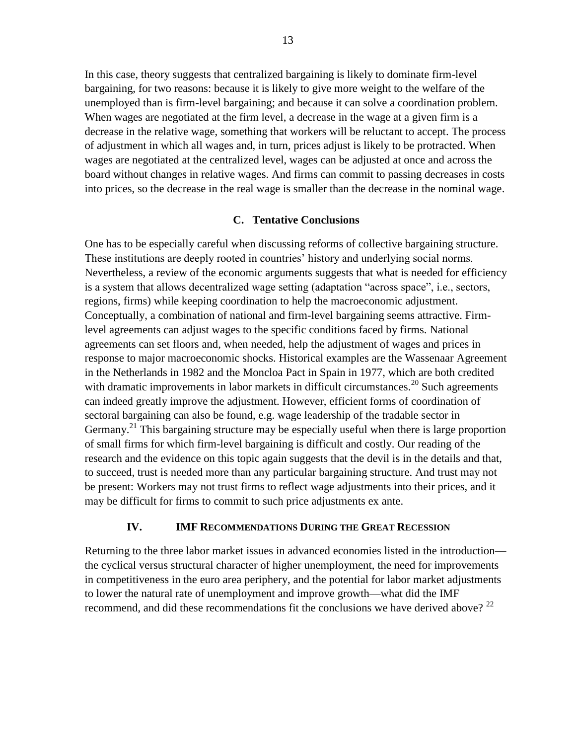In this case, theory suggests that centralized bargaining is likely to dominate firm-level bargaining, for two reasons: because it is likely to give more weight to the welfare of the unemployed than is firm-level bargaining; and because it can solve a coordination problem. When wages are negotiated at the firm level, a decrease in the wage at a given firm is a decrease in the relative wage, something that workers will be reluctant to accept. The process of adjustment in which all wages and, in turn, prices adjust is likely to be protracted. When wages are negotiated at the centralized level, wages can be adjusted at once and across the board without changes in relative wages. And firms can commit to passing decreases in costs into prices, so the decrease in the real wage is smaller than the decrease in the nominal wage.

### C. Tentative Conclusions

One has to be especially careful when discussing reforms of collective bargaining structure. These institutions are deeply rooted in countries' history and underlying social norms. Nevertheless, a review of the economic arguments suggests that what is needed for efficiency is a system that allows decentralized wage setting (adaptation "across space", i.e., sectors, regions, firms) while keeping coordination to help the macroeconomic adjustment. Conceptually, a combination of national and firm-level bargaining seems attractive. Firm-level agreements can adjust wages to the specific conditions faced by firms. National agreements can set floors and, when needed, help the adjustment of wages and prices in response to major macroeconomic shocks. Historical examples are the Wassenaar Agreement in the Netherlands in 1982 and the Moncloa Pact in Spain in 1977, which are both credited with dramatic improvements in labor markets in difficult circumstances.[20] Such agreements can indeed greatly improve the adjustment. However, efficient forms of coordination of sectoral bargaining can also be found, e.g. wage leadership of the tradable sector in Germany.[21] This bargaining structure may be especially useful when there is large proportion of small firms for which firm-level bargaining is difficult and costly. Our reading of the research and the evidence on this topic again suggests that the devil is in the details and that, to succeed, trust is needed more than any particular bargaining structure. And trust may not be present: Workers may not trust firms to reflect wage adjustments into their prices, and it may be difficult for firms to commit to such price adjustments ex ante.

## IV. IMF Recommendations During the Great Recession

Returning to the three labor market issues in advanced economies listed in the introduction—the cyclical versus structural character of higher unemployment, the need for improvements in competitiveness in the euro area periphery, and the potential for labor market adjustments to lower the natural rate of unemployment and improve growth—what did the IMF recommend, and did these recommendations fit the conclusions we have derived above? [22]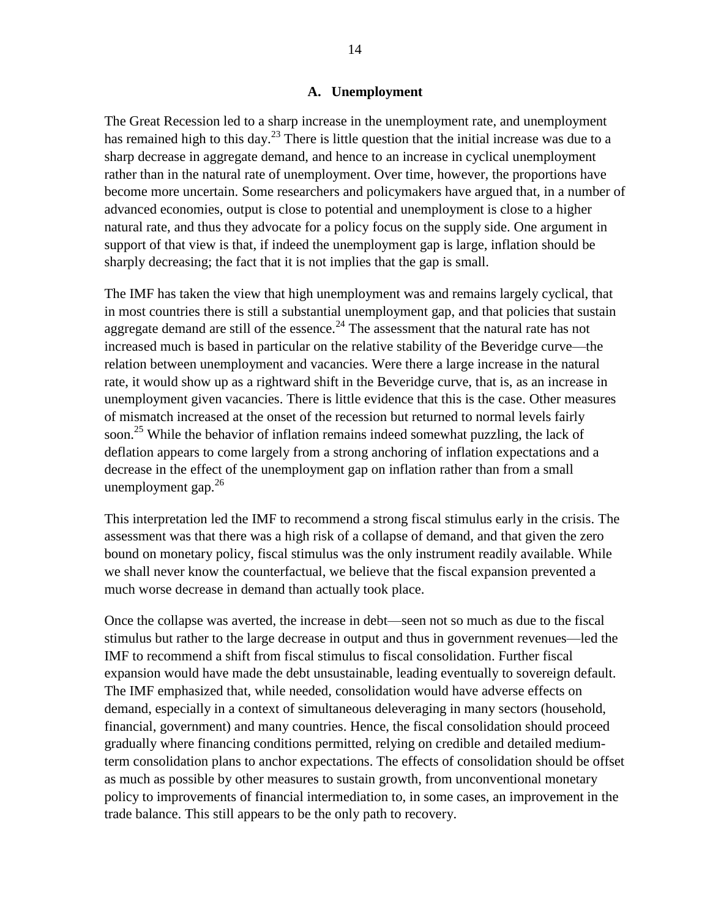### A. Unemployment

The Great Recession led to a sharp increase in the unemployment rate, and unemployment has remained high to this day.[23] There is little question that the initial increase was due to a sharp decrease in aggregate demand, and hence to an increase in cyclical unemployment rather than in the natural rate of unemployment. Over time, however, the proportions have become more uncertain. Some researchers and policymakers have argued that, in a number of advanced economies, output is close to potential and unemployment is close to a higher natural rate, and thus they advocate for a policy focus on the supply side. One argument in support of that view is that, if indeed the unemployment gap is large, inflation should be sharply decreasing; the fact that it is not implies that the gap is small.

The IMF has taken the view that high unemployment was and remains largely cyclical, that in most countries there is still a substantial unemployment gap, and that policies that sustain aggregate demand are still of the essence.[24] The assessment that the natural rate has not increased much is based in particular on the relative stability of the Beveridge curve—the relation between unemployment and vacancies. Were there a large increase in the natural rate, it would show up as a rightward shift in the Beveridge curve, that is, as an increase in unemployment given vacancies. There is little evidence that this is the case. Other measures of mismatch increased at the onset of the recession but returned to normal levels fairly soon.[25] While the behavior of inflation remains indeed somewhat puzzling, the lack of deflation appears to come largely from a strong anchoring of inflation expectations and a decrease in the effect of the unemployment gap on inflation rather than from a small unemployment gap.[26]

This interpretation led the IMF to recommend a strong fiscal stimulus early in the crisis. The assessment was that there was a high risk of a collapse of demand, and that given the zero bound on monetary policy, fiscal stimulus was the only instrument readily available. While we shall never know the counterfactual, we believe that the fiscal expansion prevented a much worse decrease in demand than actually took place.

Once the collapse was averted, the increase in debt—seen not so much as due to the fiscal stimulus but rather to the large decrease in output and thus in government revenues—led the IMF to recommend a shift from fiscal stimulus to fiscal consolidation. Further fiscal expansion would have made the debt unsustainable, leading eventually to sovereign default. The IMF emphasized that, while needed, consolidation would have adverse effects on demand, especially in a context of simultaneous deleveraging in many sectors (household, financial, government) and many countries. Hence, the fiscal consolidation should proceed gradually where financing conditions permitted, relying on credible and detailed medium-term consolidation plans to anchor expectations. The effects of consolidation should be offset as much as possible by other measures to sustain growth, from unconventional monetary policy to improvements of financial intermediation to, in some cases, an improvement in the trade balance. This still appears to be the only path to recovery.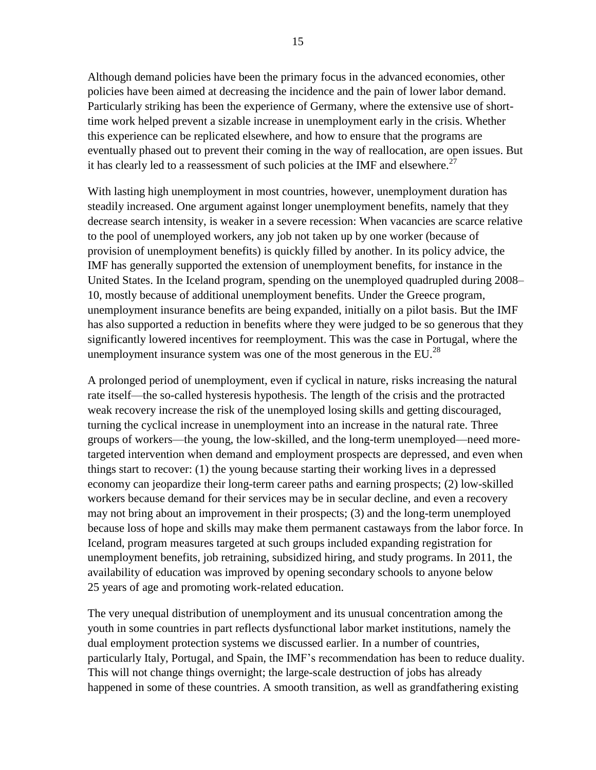Although demand policies have been the primary focus in the advanced economies, other policies have been aimed at decreasing the incidence and the pain of lower labor demand. Particularly striking has been the experience of Germany, where the extensive use of short-time work helped prevent a sizable increase in unemployment early in the crisis. Whether this experience can be replicated elsewhere, and how to ensure that the programs are eventually phased out to prevent their coming in the way of reallocation, are open issues. But it has clearly led to a reassessment of such policies at the IMF and elsewhere.[27]

With lasting high unemployment in most countries, however, unemployment duration has steadily increased. One argument against longer unemployment benefits, namely that they decrease search intensity, is weaker in a severe recession: When vacancies are scarce relative to the pool of unemployed workers, any job not taken up by one worker (because of provision of unemployment benefits) is quickly filled by another. In its policy advice, the IMF has generally supported the extension of unemployment benefits, for instance in the United States. In the Iceland program, spending on the unemployed quadrupled during 2008–10, mostly because of additional unemployment benefits. Under the Greece program, unemployment insurance benefits are being expanded, initially on a pilot basis. But the IMF has also supported a reduction in benefits where they were judged to be so generous that they significantly lowered incentives for reemployment. This was the case in Portugal, where the unemployment insurance system was one of the most generous in the EU.[28]

A prolonged period of unemployment, even if cyclical in nature, risks increasing the natural rate itself—the so-called hysteresis hypothesis. The length of the crisis and the protracted weak recovery increase the risk of the unemployed losing skills and getting discouraged, turning the cyclical increase in unemployment into an increase in the natural rate. Three groups of workers—the young, the low-skilled, and the long-term unemployed—need more-targeted intervention when demand and employment prospects are depressed, and even when things start to recover: (1) the young because starting their working lives in a depressed economy can jeopardize their long-term career paths and earning prospects; (2) low-skilled workers because demand for their services may be in secular decline, and even a recovery may not bring about an improvement in their prospects; (3) and the long-term unemployed because loss of hope and skills may make them permanent castaways from the labor force. In Iceland, program measures targeted at such groups included expanding registration for unemployment benefits, job retraining, subsidized hiring, and study programs. In 2011, the availability of education was improved by opening secondary schools to anyone below 25 years of age and promoting work-related education.

The very unequal distribution of unemployment and its unusual concentration among the youth in some countries in part reflects dysfunctional labor market institutions, namely the dual employment protection systems we discussed earlier. In a number of countries, particularly Italy, Portugal, and Spain, the IMF's recommendation has been to reduce duality. This will not change things overnight; the large-scale destruction of jobs has already happened in some of these countries. A smooth transition, as well as grandfathering existing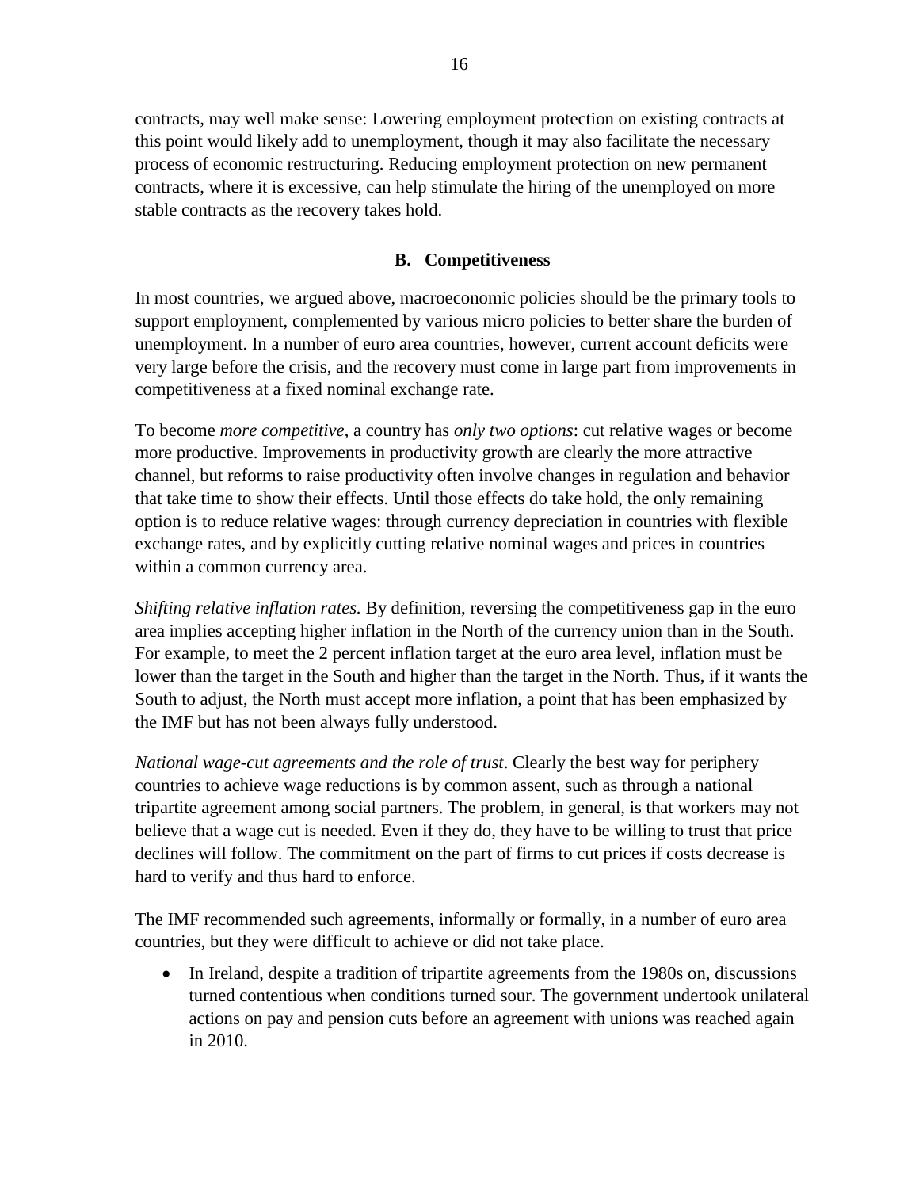contracts, may well make sense: Lowering employment protection on existing contracts at this point would likely add to unemployment, though it may also facilitate the necessary process of economic restructuring. Reducing employment protection on new permanent contracts, where it is excessive, can help stimulate the hiring of the unemployed on more stable contracts as the recovery takes hold.

### B. Competitiveness

In most countries, we argued above, macroeconomic policies should be the primary tools to support employment, complemented by various micro policies to better share the burden of unemployment. In a number of euro area countries, however, current account deficits were very large before the crisis, and the recovery must come in large part from improvements in competitiveness at a fixed nominal exchange rate.

To become *more competitive*, a country has *only two options*: cut relative wages or become more productive. Improvements in productivity growth are clearly the more attractive channel, but reforms to raise productivity often involve changes in regulation and behavior that take time to show their effects. Until those effects do take hold, the only remaining option is to reduce relative wages: through currency depreciation in countries with flexible exchange rates, and by explicitly cutting relative nominal wages and prices in countries within a common currency area.

*Shifting relative inflation rates.* By definition, reversing the competitiveness gap in the euro area implies accepting higher inflation in the North of the currency union than in the South. For example, to meet the 2 percent inflation target at the euro area level, inflation must be lower than the target in the South and higher than the target in the North. Thus, if it wants the South to adjust, the North must accept more inflation, a point that has been emphasized by the IMF but has not been always fully understood.

*National wage-cut agreements and the role of trust*. Clearly the best way for periphery countries to achieve wage reductions is by common assent, such as through a national tripartite agreement among social partners. The problem, in general, is that workers may not believe that a wage cut is needed. Even if they do, they have to be willing to trust that price declines will follow. The commitment on the part of firms to cut prices if costs decrease is hard to verify and thus hard to enforce.

The IMF recommended such agreements, informally or formally, in a number of euro area countries, but they were difficult to achieve or did not take place.

- In Ireland, despite a tradition of tripartite agreements from the 1980s on, discussions turned contentious when conditions turned sour. The government undertook unilateral actions on pay and pension cuts before an agreement with unions was reached again in 2010.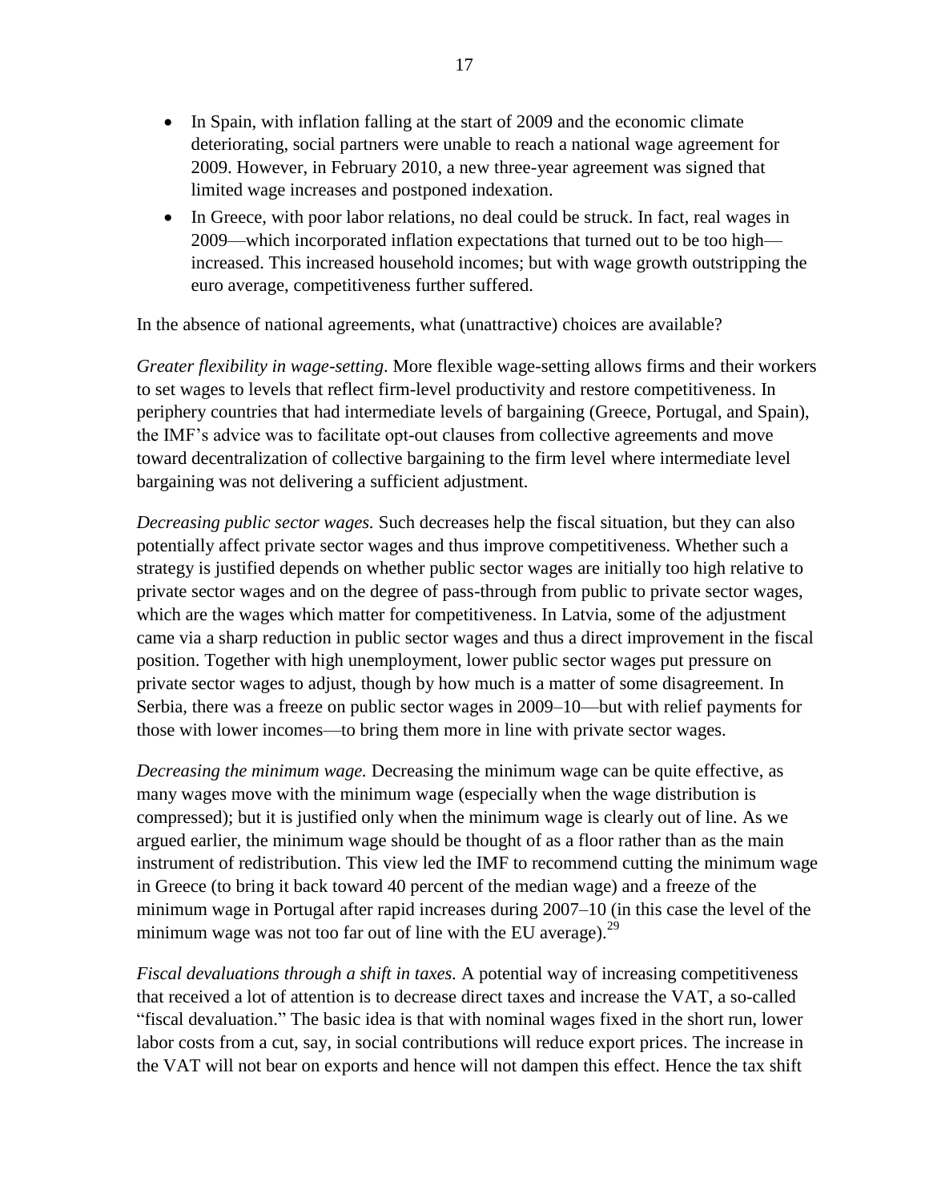- In Spain, with inflation falling at the start of 2009 and the economic climate deteriorating, social partners were unable to reach a national wage agreement for 2009. However, in February 2010, a new three-year agreement was signed that limited wage increases and postponed indexation.
- In Greece, with poor labor relations, no deal could be struck. In fact, real wages in 2009—which incorporated inflation expectations that turned out to be too high—increased. This increased household incomes; but with wage growth outstripping the euro average, competitiveness further suffered.

In the absence of national agreements, what (unattractive) choices are available?

*Greater flexibility in wage-setting*. More flexible wage-setting allows firms and their workers to set wages to levels that reflect firm-level productivity and restore competitiveness. In periphery countries that had intermediate levels of bargaining (Greece, Portugal, and Spain), the IMF's advice was to facilitate opt-out clauses from collective agreements and move toward decentralization of collective bargaining to the firm level where intermediate level bargaining was not delivering a sufficient adjustment.

*Decreasing public sector wages.* Such decreases help the fiscal situation, but they can also potentially affect private sector wages and thus improve competitiveness. Whether such a strategy is justified depends on whether public sector wages are initially too high relative to private sector wages and on the degree of pass-through from public to private sector wages, which are the wages which matter for competitiveness. In Latvia, some of the adjustment came via a sharp reduction in public sector wages and thus a direct improvement in the fiscal position. Together with high unemployment, lower public sector wages put pressure on private sector wages to adjust, though by how much is a matter of some disagreement. In Serbia, there was a freeze on public sector wages in 2009–10—but with relief payments for those with lower incomes—to bring them more in line with private sector wages.

*Decreasing the minimum wage.* Decreasing the minimum wage can be quite effective, as many wages move with the minimum wage (especially when the wage distribution is compressed); but it is justified only when the minimum wage is clearly out of line. As we argued earlier, the minimum wage should be thought of as a floor rather than as the main instrument of redistribution. This view led the IMF to recommend cutting the minimum wage in Greece (to bring it back toward 40 percent of the median wage) and a freeze of the minimum wage in Portugal after rapid increases during 2007–10 (in this case the level of the minimum wage was not too far out of line with the EU average).[29]

*Fiscal devaluations through a shift in taxes.* A potential way of increasing competitiveness that received a lot of attention is to decrease direct taxes and increase the VAT, a so-called "fiscal devaluation." The basic idea is that with nominal wages fixed in the short run, lower labor costs from a cut, say, in social contributions will reduce export prices. The increase in the VAT will not bear on exports and hence will not dampen this effect. Hence the tax shift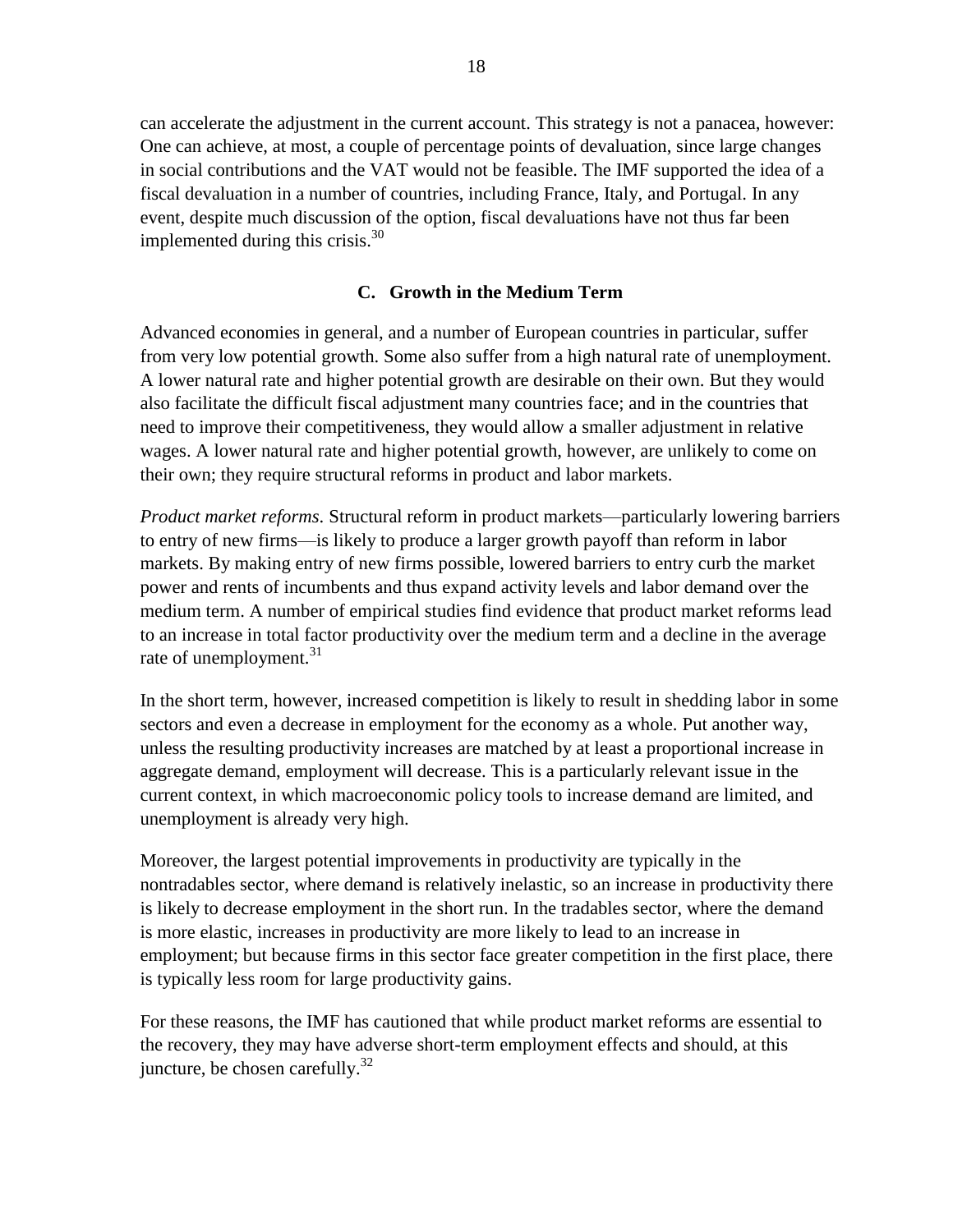can accelerate the adjustment in the current account. This strategy is not a panacea, however: One can achieve, at most, a couple of percentage points of devaluation, since large changes in social contributions and the VAT would not be feasible. The IMF supported the idea of a fiscal devaluation in a number of countries, including France, Italy, and Portugal. In any event, despite much discussion of the option, fiscal devaluations have not thus far been implemented during this crisis.[30]

### C. Growth in the Medium Term

Advanced economies in general, and a number of European countries in particular, suffer from very low potential growth. Some also suffer from a high natural rate of unemployment. A lower natural rate and higher potential growth are desirable on their own. But they would also facilitate the difficult fiscal adjustment many countries face; and in the countries that need to improve their competitiveness, they would allow a smaller adjustment in relative wages. A lower natural rate and higher potential growth, however, are unlikely to come on their own; they require structural reforms in product and labor markets.

*Product market reforms*. Structural reform in product markets—particularly lowering barriers to entry of new firms—is likely to produce a larger growth payoff than reform in labor markets. By making entry of new firms possible, lowered barriers to entry curb the market power and rents of incumbents and thus expand activity levels and labor demand over the medium term. A number of empirical studies find evidence that product market reforms lead to an increase in total factor productivity over the medium term and a decline in the average rate of unemployment.[31]

In the short term, however, increased competition is likely to result in shedding labor in some sectors and even a decrease in employment for the economy as a whole. Put another way, unless the resulting productivity increases are matched by at least a proportional increase in aggregate demand, employment will decrease. This is a particularly relevant issue in the current context, in which macroeconomic policy tools to increase demand are limited, and unemployment is already very high.

Moreover, the largest potential improvements in productivity are typically in the nontradables sector, where demand is relatively inelastic, so an increase in productivity there is likely to decrease employment in the short run. In the tradables sector, where the demand is more elastic, increases in productivity are more likely to lead to an increase in employment; but because firms in this sector face greater competition in the first place, there is typically less room for large productivity gains.

For these reasons, the IMF has cautioned that while product market reforms are essential to the recovery, they may have adverse short-term employment effects and should, at this juncture, be chosen carefully.[32]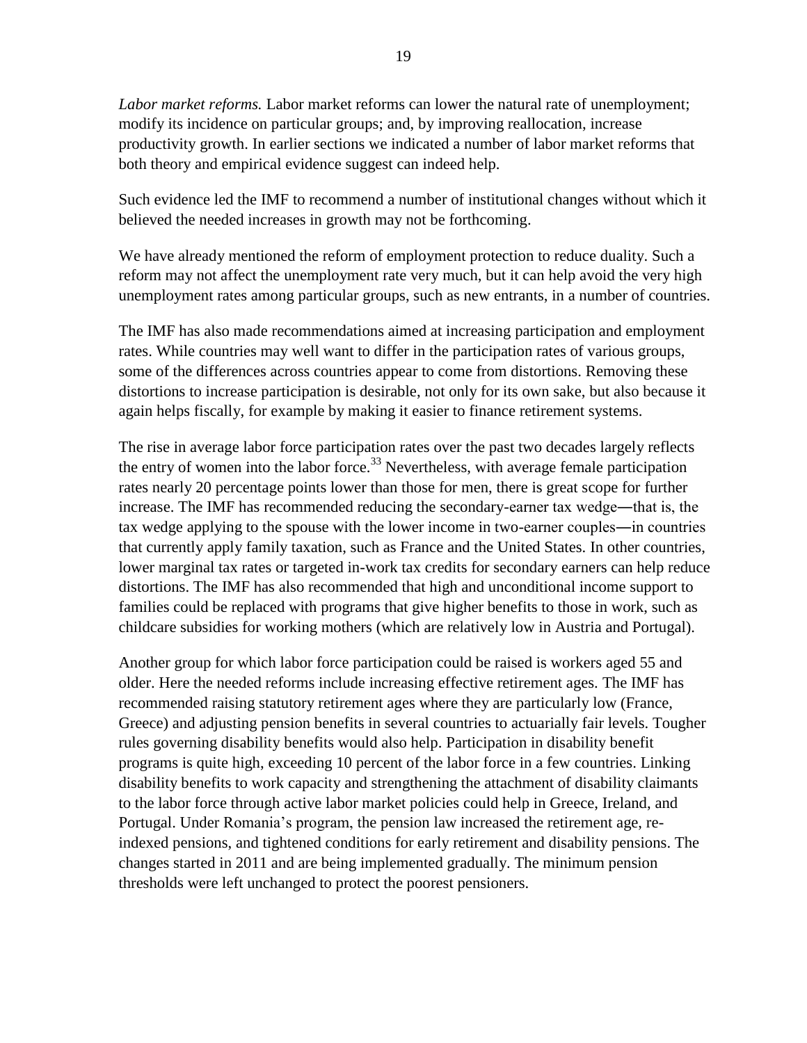*Labor market reforms.* Labor market reforms can lower the natural rate of unemployment; modify its incidence on particular groups; and, by improving reallocation, increase productivity growth. In earlier sections we indicated a number of labor market reforms that both theory and empirical evidence suggest can indeed help.

Such evidence led the IMF to recommend a number of institutional changes without which it believed the needed increases in growth may not be forthcoming.

We have already mentioned the reform of employment protection to reduce duality. Such a reform may not affect the unemployment rate very much, but it can help avoid the very high unemployment rates among particular groups, such as new entrants, in a number of countries.

The IMF has also made recommendations aimed at increasing participation and employment rates. While countries may well want to differ in the participation rates of various groups, some of the differences across countries appear to come from distortions. Removing these distortions to increase participation is desirable, not only for its own sake, but also because it again helps fiscally, for example by making it easier to finance retirement systems.

The rise in average labor force participation rates over the past two decades largely reflects the entry of women into the labor force.[33] Nevertheless, with average female participation rates nearly 20 percentage points lower than those for men, there is great scope for further increase. The IMF has recommended reducing the secondary-earner tax wedge―that is, the tax wedge applying to the spouse with the lower income in two-earner couples―in countries that currently apply family taxation, such as France and the United States. In other countries, lower marginal tax rates or targeted in-work tax credits for secondary earners can help reduce distortions. The IMF has also recommended that high and unconditional income support to families could be replaced with programs that give higher benefits to those in work, such as childcare subsidies for working mothers (which are relatively low in Austria and Portugal).

Another group for which labor force participation could be raised is workers aged 55 and older. Here the needed reforms include increasing effective retirement ages. The IMF has recommended raising statutory retirement ages where they are particularly low (France, Greece) and adjusting pension benefits in several countries to actuarially fair levels. Tougher rules governing disability benefits would also help. Participation in disability benefit programs is quite high, exceeding 10 percent of the labor force in a few countries. Linking disability benefits to work capacity and strengthening the attachment of disability claimants to the labor force through active labor market policies could help in Greece, Ireland, and Portugal. Under Romania's program, the pension law increased the retirement age, re-indexed pensions, and tightened conditions for early retirement and disability pensions. The changes started in 2011 and are being implemented gradually. The minimum pension thresholds were left unchanged to protect the poorest pensioners.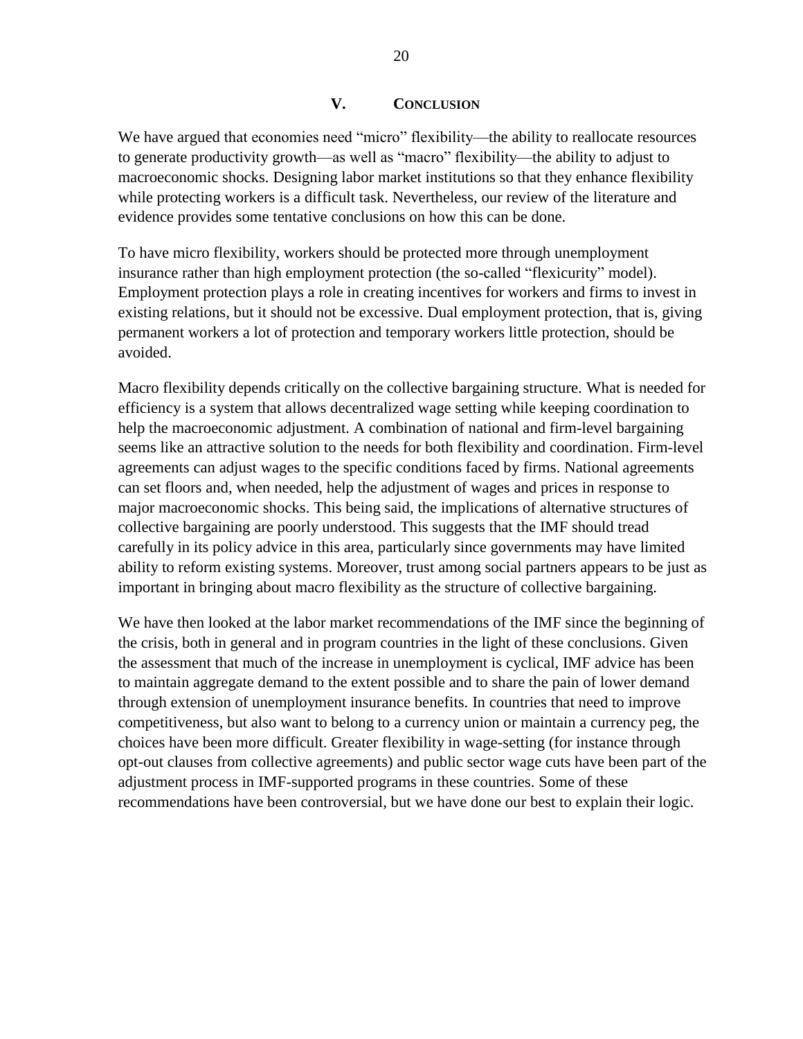## V. CONCLUSION

We have argued that economies need "micro" flexibility—the ability to reallocate resources to generate productivity growth—as well as "macro" flexibility—the ability to adjust to macroeconomic shocks. Designing labor market institutions so that they enhance flexibility while protecting workers is a difficult task. Nevertheless, our review of the literature and evidence provides some tentative conclusions on how this can be done.

To have micro flexibility, workers should be protected more through unemployment insurance rather than high employment protection (the so-called "flexicurity" model). Employment protection plays a role in creating incentives for workers and firms to invest in existing relations, but it should not be excessive. Dual employment protection, that is, giving permanent workers a lot of protection and temporary workers little protection, should be avoided.

Macro flexibility depends critically on the collective bargaining structure. What is needed for efficiency is a system that allows decentralized wage setting while keeping coordination to help the macroeconomic adjustment. A combination of national and firm-level bargaining seems like an attractive solution to the needs for both flexibility and coordination. Firm-level agreements can adjust wages to the specific conditions faced by firms. National agreements can set floors and, when needed, help the adjustment of wages and prices in response to major macroeconomic shocks. This being said, the implications of alternative structures of collective bargaining are poorly understood. This suggests that the IMF should tread carefully in its policy advice in this area, particularly since governments may have limited ability to reform existing systems. Moreover, trust among social partners appears to be just as important in bringing about macro flexibility as the structure of collective bargaining.

We have then looked at the labor market recommendations of the IMF since the beginning of the crisis, both in general and in program countries in the light of these conclusions. Given the assessment that much of the increase in unemployment is cyclical, IMF advice has been to maintain aggregate demand to the extent possible and to share the pain of lower demand through extension of unemployment insurance benefits. In countries that need to improve competitiveness, but also want to belong to a currency union or maintain a currency peg, the choices have been more difficult. Greater flexibility in wage-setting (for instance through opt-out clauses from collective agreements) and public sector wage cuts have been part of the adjustment process in IMF-supported programs in these countries. Some of these recommendations have been controversial, but we have done our best to explain their logic.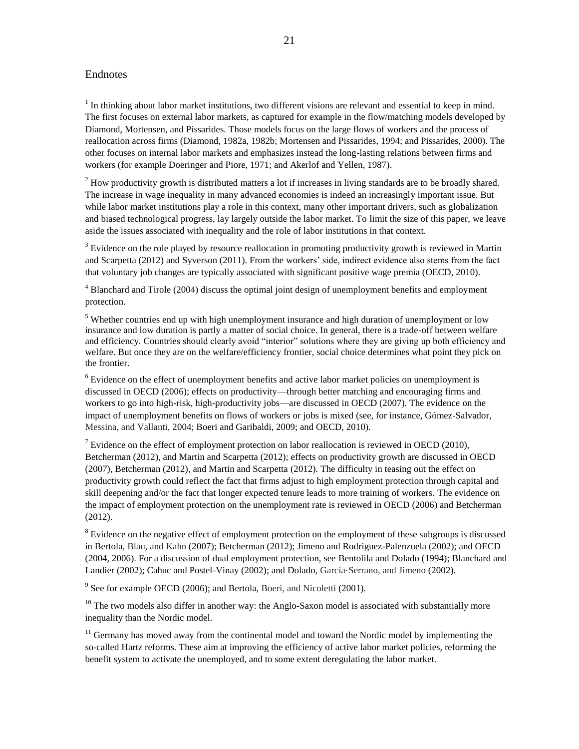## Endnotes

[1] In thinking about labor market institutions, two different visions are relevant and essential to keep in mind. The first focuses on external labor markets, as captured for example in the flow/matching models developed by Diamond, Mortensen, and Pissarides. Those models focus on the large flows of workers and the process of reallocation across firms (Diamond, 1982a, 1982b; Mortensen and Pissarides, 1994; and Pissarides, 2000). The other focuses on internal labor markets and emphasizes instead the long-lasting relations between firms and workers (for example Doeringer and Piore, 1971; and Akerlof and Yellen, 1987).

[2] How productivity growth is distributed matters a lot if increases in living standards are to be broadly shared. The increase in wage inequality in many advanced economies is indeed an increasingly important issue. But while labor market institutions play a role in this context, many other important drivers, such as globalization and biased technological progress, lay largely outside the labor market. To limit the size of this paper, we leave aside the issues associated with inequality and the role of labor institutions in that context.

[3] Evidence on the role played by resource reallocation in promoting productivity growth is reviewed in Martin and Scarpetta (2012) and Syverson (2011). From the workers' side, indirect evidence also stems from the fact that voluntary job changes are typically associated with significant positive wage premia (OECD, 2010).

[4] Blanchard and Tirole (2004) discuss the optimal joint design of unemployment benefits and employment protection.

[5] Whether countries end up with high unemployment insurance and high duration of unemployment or low insurance and low duration is partly a matter of social choice. In general, there is a trade-off between welfare and efficiency. Countries should clearly avoid "interior" solutions where they are giving up both efficiency and welfare. But once they are on the welfare/efficiency frontier, social choice determines what point they pick on the frontier.

[6] Evidence on the effect of unemployment benefits and active labor market policies on unemployment is discussed in OECD (2006); effects on productivity—through better matching and encouraging firms and workers to go into high-risk, high-productivity jobs—are discussed in OECD (2007). The evidence on the impact of unemployment benefits on flows of workers or jobs is mixed (see, for instance, Gómez-Salvador, Messina, and Vallanti, 2004; Boeri and Garibaldi, 2009; and OECD, 2010).

[7] Evidence on the effect of employment protection on labor reallocation is reviewed in OECD (2010), Betcherman (2012), and Martin and Scarpetta (2012); effects on productivity growth are discussed in OECD (2007), Betcherman (2012), and Martin and Scarpetta (2012). The difficulty in teasing out the effect on productivity growth could reflect the fact that firms adjust to high employment protection through capital and skill deepening and/or the fact that longer expected tenure leads to more training of workers. The evidence on the impact of employment protection on the unemployment rate is reviewed in OECD (2006) and Betcherman (2012).

[8] Evidence on the negative effect of employment protection on the employment of these subgroups is discussed in Bertola, Blau, and Kahn (2007); Betcherman (2012); Jimeno and Rodriguez-Palenzuela (2002); and OECD (2004, 2006). For a discussion of dual employment protection, see Bentolila and Dolado (1994); Blanchard and Landier (2002); Cahuc and Postel-Vinay (2002); and Dolado, García-Serrano, and Jimeno (2002).

[9] See for example OECD (2006); and Bertola, Boeri, and Nicoletti (2001).

[10] The two models also differ in another way: the Anglo-Saxon model is associated with substantially more inequality than the Nordic model.

[11] Germany has moved away from the continental model and toward the Nordic model by implementing the so-called Hartz reforms. These aim at improving the efficiency of active labor market policies, reforming the benefit system to activate the unemployed, and to some extent deregulating the labor market.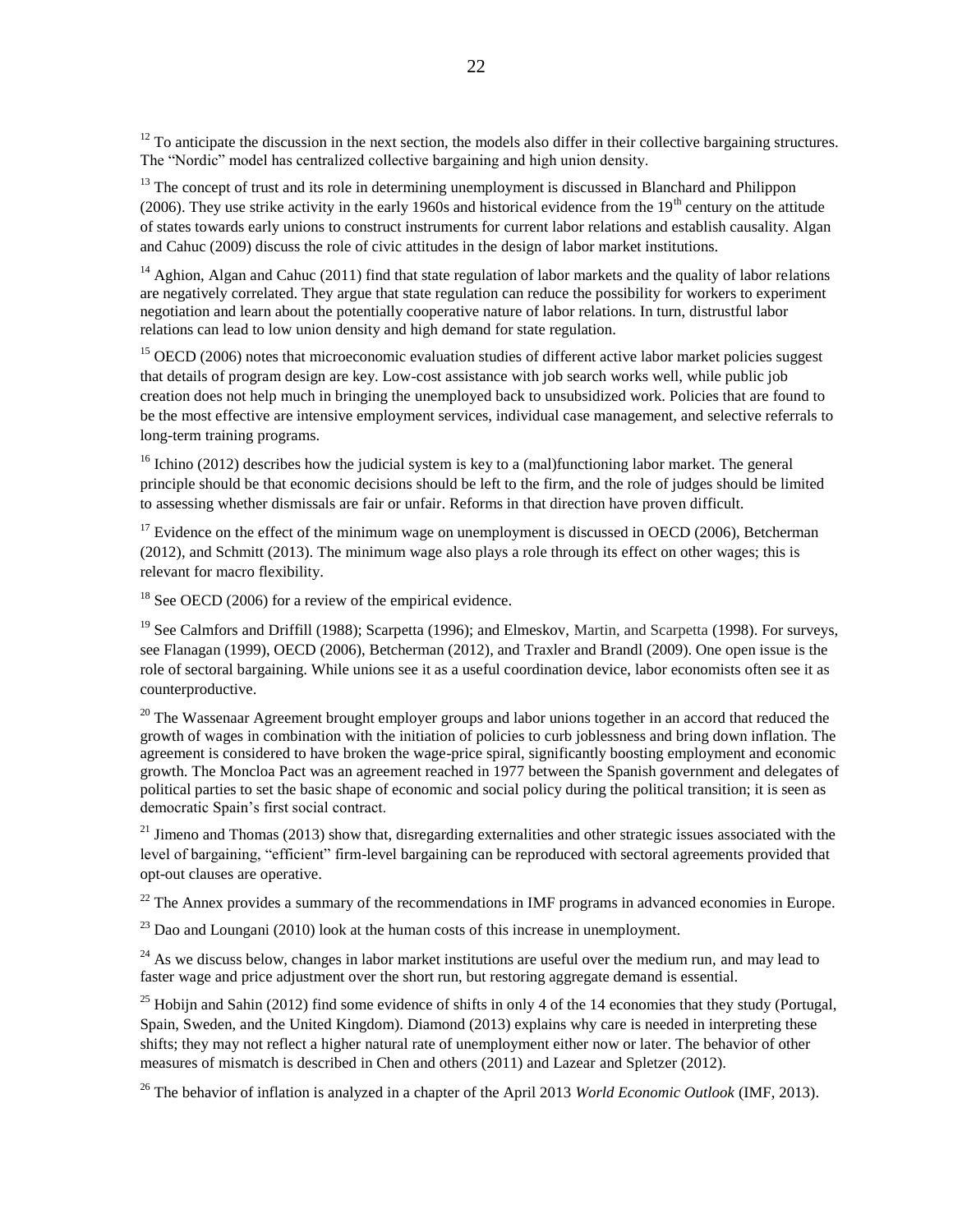[12] To anticipate the discussion in the next section, the models also differ in their collective bargaining structures. The "Nordic" model has centralized collective bargaining and high union density.

[13] The concept of trust and its role in determining unemployment is discussed in Blanchard and Philippon (2006). They use strike activity in the early 1960s and historical evidence from the 19th century on the attitude of states towards early unions to construct instruments for current labor relations and establish causality. Algan and Cahuc (2009) discuss the role of civic attitudes in the design of labor market institutions.

[14] Aghion, Algan and Cahuc (2011) find that state regulation of labor markets and the quality of labor relations are negatively correlated. They argue that state regulation can reduce the possibility for workers to experiment negotiation and learn about the potentially cooperative nature of labor relations. In turn, distrustful labor relations can lead to low union density and high demand for state regulation.

[15] OECD (2006) notes that microeconomic evaluation studies of different active labor market policies suggest that details of program design are key. Low-cost assistance with job search works well, while public job creation does not help much in bringing the unemployed back to unsubsidized work. Policies that are found to be the most effective are intensive employment services, individual case management, and selective referrals to long-term training programs.

[16] Ichino (2012) describes how the judicial system is key to a (mal)functioning labor market. The general principle should be that economic decisions should be left to the firm, and the role of judges should be limited to assessing whether dismissals are fair or unfair. Reforms in that direction have proven difficult.

[17] Evidence on the effect of the minimum wage on unemployment is discussed in OECD (2006), Betcherman (2012), and Schmitt (2013). The minimum wage also plays a role through its effect on other wages; this is relevant for macro flexibility.

[18] See OECD (2006) for a review of the empirical evidence.

[19] See Calmfors and Driffill (1988); Scarpetta (1996); and Elmeskov, Martin, and Scarpetta (1998). For surveys, see Flanagan (1999), OECD (2006), Betcherman (2012), and Traxler and Brandl (2009). One open issue is the role of sectoral bargaining. While unions see it as a useful coordination device, labor economists often see it as counterproductive.

[20] The Wassenaar Agreement brought employer groups and labor unions together in an accord that reduced the growth of wages in combination with the initiation of policies to curb joblessness and bring down inflation. The agreement is considered to have broken the wage-price spiral, significantly boosting employment and economic growth. The Moncloa Pact was an agreement reached in 1977 between the Spanish government and delegates of political parties to set the basic shape of economic and social policy during the political transition; it is seen as democratic Spain's first social contract.

[21] Jimeno and Thomas (2013) show that, disregarding externalities and other strategic issues associated with the level of bargaining, "efficient" firm-level bargaining can be reproduced with sectoral agreements provided that opt-out clauses are operative.

[22] The Annex provides a summary of the recommendations in IMF programs in advanced economies in Europe.

[23] Dao and Loungani (2010) look at the human costs of this increase in unemployment.

[24] As we discuss below, changes in labor market institutions are useful over the medium run, and may lead to faster wage and price adjustment over the short run, but restoring aggregate demand is essential.

[25] Hobijn and Sahin (2012) find some evidence of shifts in only 4 of the 14 economies that they study (Portugal, Spain, Sweden, and the United Kingdom). Diamond (2013) explains why care is needed in interpreting these shifts; they may not reflect a higher natural rate of unemployment either now or later. The behavior of other measures of mismatch is described in Chen and others (2011) and Lazear and Spletzer (2012).

[26] The behavior of inflation is analyzed in a chapter of the April 2013 *World Economic Outlook* (IMF, 2013).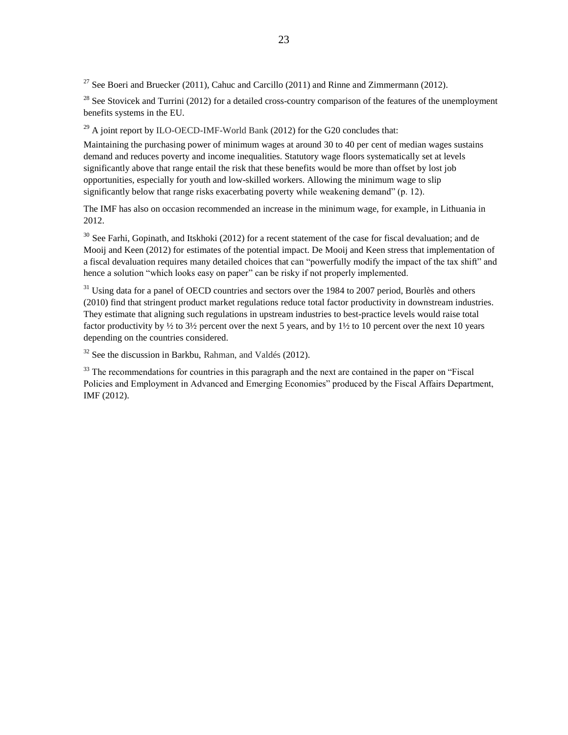[27] See Boeri and Bruecker (2011), Cahuc and Carcillo (2011) and Rinne and Zimmermann (2012).

[28] See Stovicek and Turrini (2012) for a detailed cross-country comparison of the features of the unemployment benefits systems in the EU.

[29] A joint report by ILO-OECD-IMF-World Bank (2012) for the G20 concludes that:

Maintaining the purchasing power of minimum wages at around 30 to 40 per cent of median wages sustains demand and reduces poverty and income inequalities. Statutory wage floors systematically set at levels significantly above that range entail the risk that these benefits would be more than offset by lost job opportunities, especially for youth and low-skilled workers. Allowing the minimum wage to slip significantly below that range risks exacerbating poverty while weakening demand" (p. 12).

The IMF has also on occasion recommended an increase in the minimum wage, for example, in Lithuania in 2012.

[30] See Farhi, Gopinath, and Itskhoki (2012) for a recent statement of the case for fiscal devaluation; and de Mooij and Keen (2012) for estimates of the potential impact. De Mooij and Keen stress that implementation of a fiscal devaluation requires many detailed choices that can "powerfully modify the impact of the tax shift" and hence a solution "which looks easy on paper" can be risky if not properly implemented.

[31] Using data for a panel of OECD countries and sectors over the 1984 to 2007 period, Bourlès and others (2010) find that stringent product market regulations reduce total factor productivity in downstream industries. They estimate that aligning such regulations in upstream industries to best-practice levels would raise total factor productivity by ½ to 3½ percent over the next 5 years, and by 1½ to 10 percent over the next 10 years depending on the countries considered.

[32] See the discussion in Barkbu, Rahman, and Valdés (2012).

[33] The recommendations for countries in this paragraph and the next are contained in the paper on "Fiscal Policies and Employment in Advanced and Emerging Economies" produced by the Fiscal Affairs Department, IMF (2012).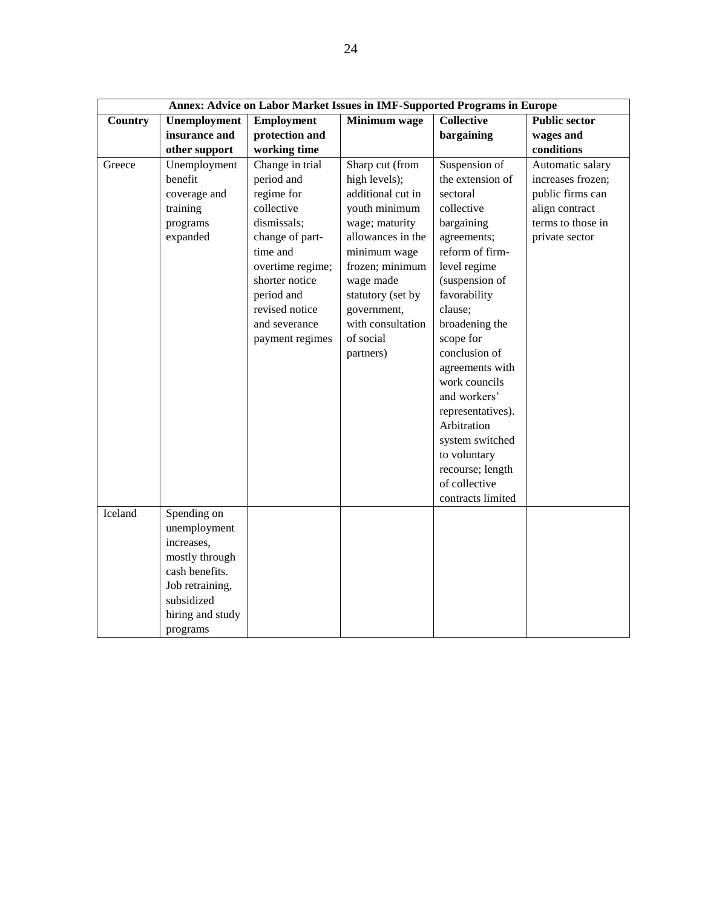| Annex: Advice on Labor Market Issues in IMF-Supported Programs in Europe | | | | | |
|---|---|---|---|---|---|
| **Country** | **Unemployment insurance and other support** | **Employment protection and working time** | **Minimum wage** | **Collective bargaining** | **Public sector wages and conditions** |
| Greece | Unemployment benefit coverage and training programs expanded | Change in trial period and regime for collective dismissals; change of part-time and overtime regime; shorter notice period and revised notice and severance payment regimes | Sharp cut (from high levels); additional cut in youth minimum wage; maturity allowances in the minimum wage frozen; minimum wage made statutory (set by government, with consultation of social partners) | Suspension of the extension of sectoral collective bargaining agreements; reform of firm-level regime (suspension of favorability clause; broadening the scope for conclusion of agreements with work councils and workers' representatives). Arbitration system switched to voluntary recourse; length of collective contracts limited | Automatic salary increases frozen; public firms can align contract terms to those in private sector |
| Iceland | Spending on unemployment increases, mostly through cash benefits. Job retraining, subsidized hiring and study programs | | | | |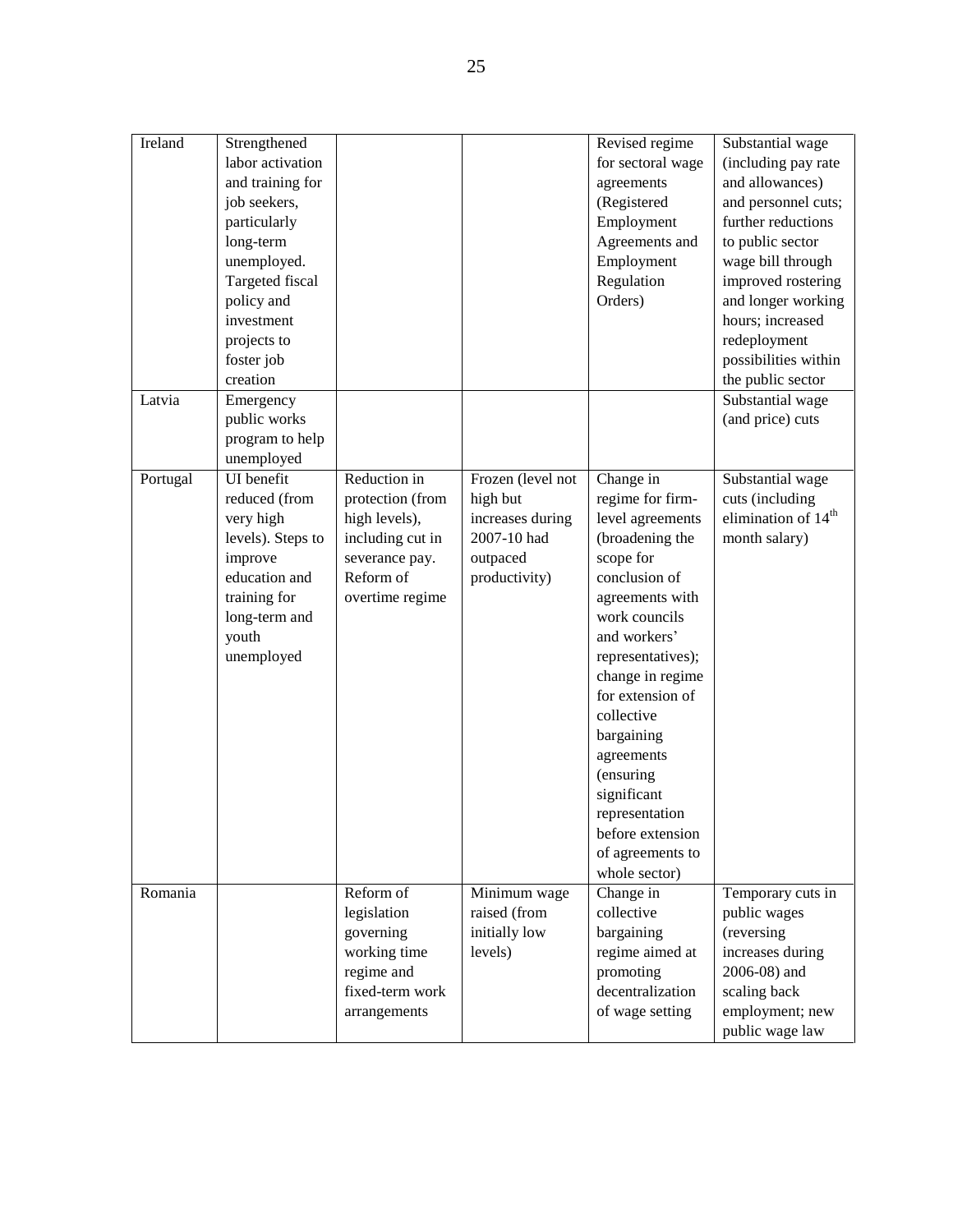| Ireland | Strengthened labor activation and training for job seekers, particularly long-term unemployed. Targeted fiscal policy and investment projects to foster job creation | | | Revised regime for sectoral wage agreements (Registered Employment Agreements and Employment Regulation Orders) | Substantial wage (including pay rate and allowances) and personnel cuts; further reductions to public sector wage bill through improved rostering and longer working hours; increased redeployment possibilities within the public sector |
|---|---|---|---|---|---|
| Latvia | Emergency public works program to help unemployed | | | | Substantial wage (and price) cuts |
| Portugal | UI benefit reduced (from very high levels). Steps to improve education and training for long-term and youth unemployed | Reduction in protection (from high levels), including cut in severance pay. Reform of overtime regime | Frozen (level not high but increases during 2007-10 had outpaced productivity) | Change in regime for firm-level agreements (broadening the scope for conclusion of agreements with work councils and workers' representatives); change in regime for extension of collective bargaining agreements (ensuring significant representation before extension of agreements to whole sector) | Substantial wage cuts (including elimination of 14th month salary) |
| Romania | | Reform of legislation governing working time regime and fixed-term work arrangements | Minimum wage raised (from initially low levels) | Change in collective bargaining regime aimed at promoting decentralization of wage setting | Temporary cuts in public wages (reversing increases during 2006-08) and scaling back employment; new public wage law |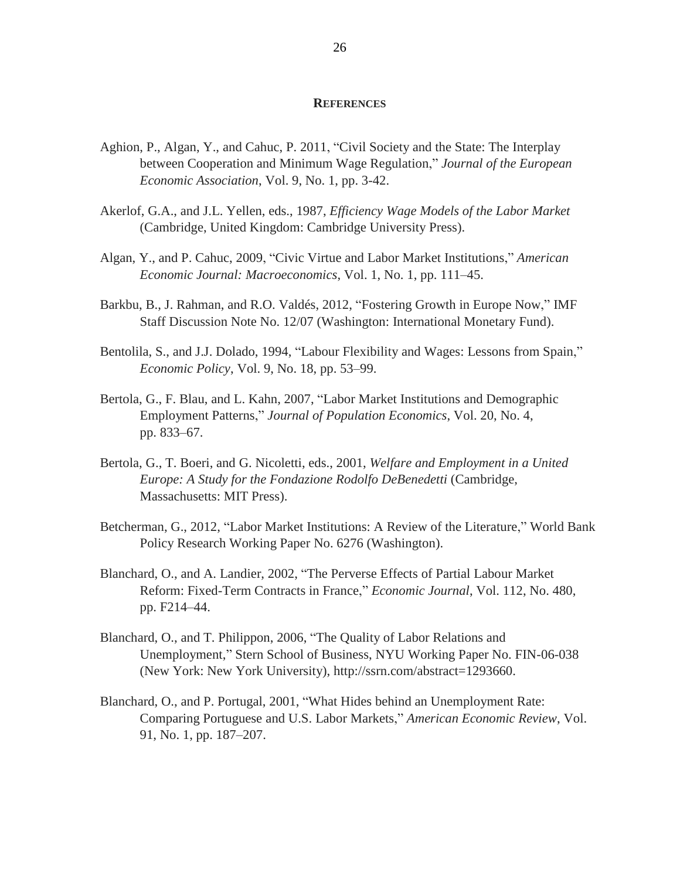## REFERENCES

Aghion, P., Algan, Y., and Cahuc, P. 2011, "Civil Society and the State: The Interplay between Cooperation and Minimum Wage Regulation," *Journal of the European Economic Association*, Vol. 9, No. 1, pp. 3-42.

Akerlof, G.A., and J.L. Yellen, eds., 1987, *Efficiency Wage Models of the Labor Market* (Cambridge, United Kingdom: Cambridge University Press).

Algan, Y., and P. Cahuc, 2009, "Civic Virtue and Labor Market Institutions," *American Economic Journal: Macroeconomics*, Vol. 1, No. 1, pp. 111–45.

Barkbu, B., J. Rahman, and R.O. Valdés, 2012, "Fostering Growth in Europe Now," IMF Staff Discussion Note No. 12/07 (Washington: International Monetary Fund).

Bentolila, S., and J.J. Dolado, 1994, "Labour Flexibility and Wages: Lessons from Spain," *Economic Policy*, Vol. 9, No. 18, pp. 53–99.

Bertola, G., F. Blau, and L. Kahn, 2007, "Labor Market Institutions and Demographic Employment Patterns," *Journal of Population Economics*, Vol. 20, No. 4, pp. 833–67.

Bertola, G., T. Boeri, and G. Nicoletti, eds., 2001, *Welfare and Employment in a United Europe: A Study for the Fondazione Rodolfo DeBenedetti* (Cambridge, Massachusetts: MIT Press).

Betcherman, G., 2012, "Labor Market Institutions: A Review of the Literature," World Bank Policy Research Working Paper No. 6276 (Washington).

Blanchard, O., and A. Landier, 2002, "The Perverse Effects of Partial Labour Market Reform: Fixed-Term Contracts in France," *Economic Journal*, Vol. 112, No. 480, pp. F214–44.

Blanchard, O., and T. Philippon, 2006, "The Quality of Labor Relations and Unemployment," Stern School of Business, NYU Working Paper No. FIN-06-038 (New York: New York University), http://ssrn.com/abstract=1293660.

Blanchard, O., and P. Portugal, 2001, "What Hides behind an Unemployment Rate: Comparing Portuguese and U.S. Labor Markets," *American Economic Review*, Vol. 91, No. 1, pp. 187–207.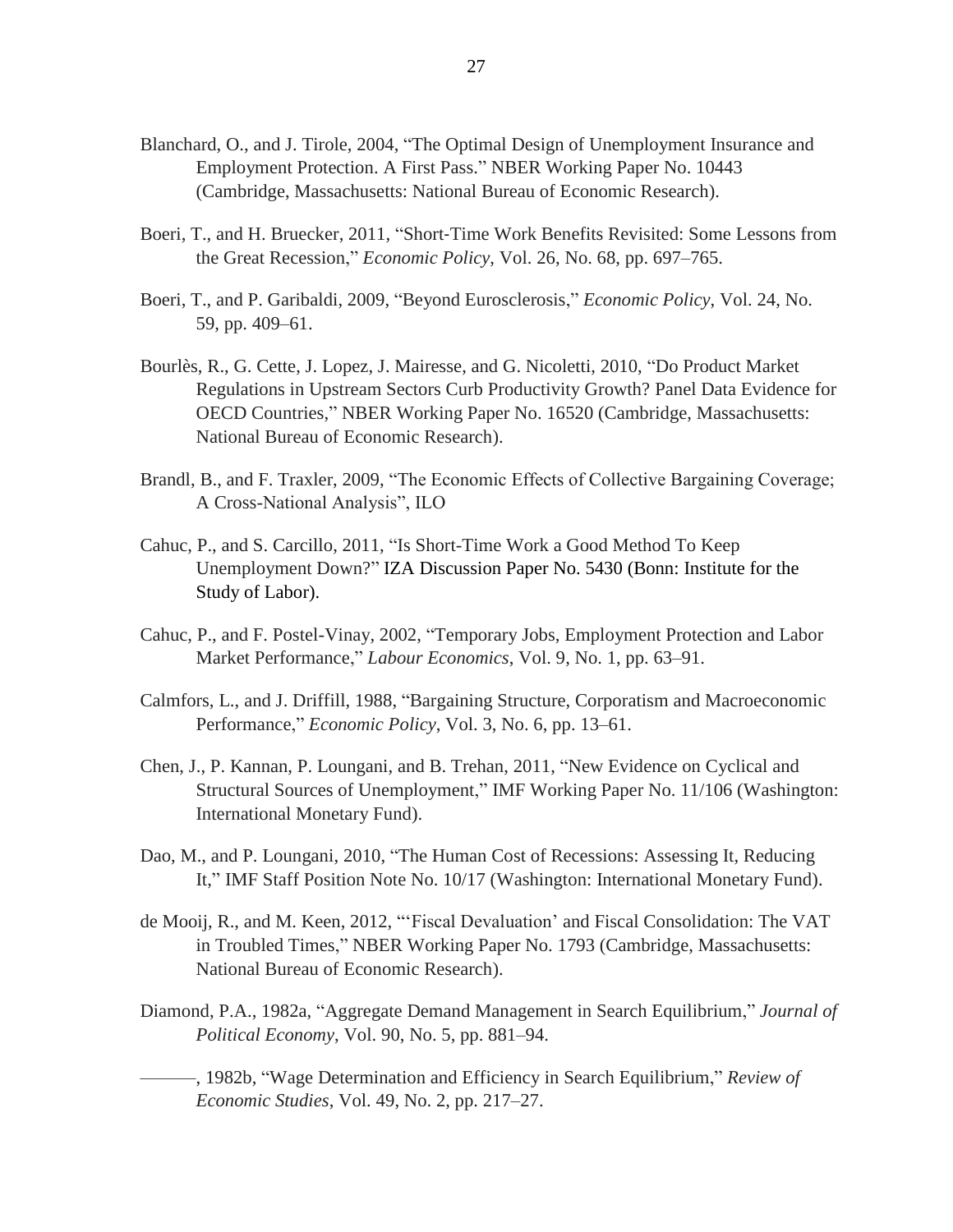Blanchard, O., and J. Tirole, 2004, "The Optimal Design of Unemployment Insurance and Employment Protection. A First Pass." NBER Working Paper No. 10443 (Cambridge, Massachusetts: National Bureau of Economic Research).

Boeri, T., and H. Bruecker, 2011, "Short-Time Work Benefits Revisited: Some Lessons from the Great Recession," *Economic Policy*, Vol. 26, No. 68, pp. 697–765.

Boeri, T., and P. Garibaldi, 2009, "Beyond Eurosclerosis," *Economic Policy*, Vol. 24, No. 59, pp. 409–61.

Bourlès, R., G. Cette, J. Lopez, J. Mairesse, and G. Nicoletti, 2010, "Do Product Market Regulations in Upstream Sectors Curb Productivity Growth? Panel Data Evidence for OECD Countries," NBER Working Paper No. 16520 (Cambridge, Massachusetts: National Bureau of Economic Research).

Brandl, B., and F. Traxler, 2009, "The Economic Effects of Collective Bargaining Coverage; A Cross-National Analysis", ILO

Cahuc, P., and S. Carcillo, 2011, "Is Short-Time Work a Good Method To Keep Unemployment Down?" IZA Discussion Paper No. 5430 (Bonn: Institute for the Study of Labor).

Cahuc, P., and F. Postel-Vinay, 2002, "Temporary Jobs, Employment Protection and Labor Market Performance," *Labour Economics*, Vol. 9, No. 1, pp. 63–91.

Calmfors, L., and J. Driffill, 1988, "Bargaining Structure, Corporatism and Macroeconomic Performance," *Economic Policy*, Vol. 3, No. 6, pp. 13–61.

Chen, J., P. Kannan, P. Loungani, and B. Trehan, 2011, "New Evidence on Cyclical and Structural Sources of Unemployment," IMF Working Paper No. 11/106 (Washington: International Monetary Fund).

Dao, M., and P. Loungani, 2010, "The Human Cost of Recessions: Assessing It, Reducing It," IMF Staff Position Note No. 10/17 (Washington: International Monetary Fund).

de Mooij, R., and M. Keen, 2012, "'Fiscal Devaluation' and Fiscal Consolidation: The VAT in Troubled Times," NBER Working Paper No. 1793 (Cambridge, Massachusetts: National Bureau of Economic Research).

Diamond, P.A., 1982a, "Aggregate Demand Management in Search Equilibrium," *Journal of Political Economy*, Vol. 90, No. 5, pp. 881–94.

———, 1982b, "Wage Determination and Efficiency in Search Equilibrium," *Review of Economic Studies*, Vol. 49, No. 2, pp. 217–27.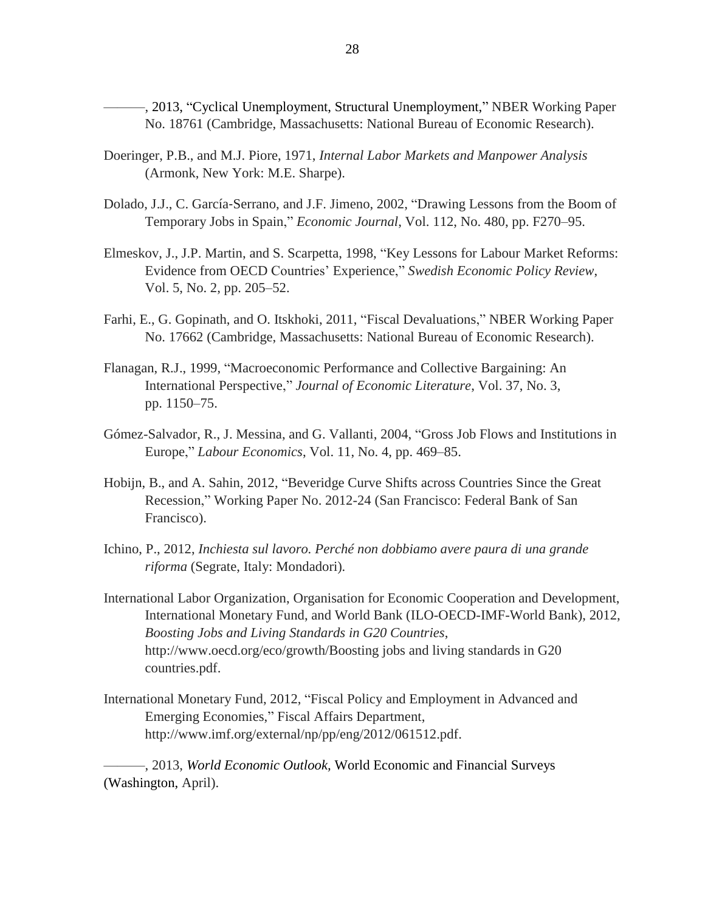———, 2013, "Cyclical Unemployment, Structural Unemployment," NBER Working Paper No. 18761 (Cambridge, Massachusetts: National Bureau of Economic Research).

Doeringer, P.B., and M.J. Piore, 1971, *Internal Labor Markets and Manpower Analysis* (Armonk, New York: M.E. Sharpe).

Dolado, J.J., C. García-Serrano, and J.F. Jimeno, 2002, "Drawing Lessons from the Boom of Temporary Jobs in Spain," *Economic Journal*, Vol. 112, No. 480, pp. F270–95.

Elmeskov, J., J.P. Martin, and S. Scarpetta, 1998, "Key Lessons for Labour Market Reforms: Evidence from OECD Countries' Experience," *Swedish Economic Policy Review*, Vol. 5, No. 2, pp. 205–52.

Farhi, E., G. Gopinath, and O. Itskhoki, 2011, "Fiscal Devaluations," NBER Working Paper No. 17662 (Cambridge, Massachusetts: National Bureau of Economic Research).

Flanagan, R.J., 1999, "Macroeconomic Performance and Collective Bargaining: An International Perspective," *Journal of Economic Literature*, Vol. 37, No. 3, pp. 1150–75.

Gómez-Salvador, R., J. Messina, and G. Vallanti, 2004, "Gross Job Flows and Institutions in Europe," *Labour Economics*, Vol. 11, No. 4, pp. 469–85.

Hobijn, B., and A. Sahin, 2012, "Beveridge Curve Shifts across Countries Since the Great Recession," Working Paper No. 2012-24 (San Francisco: Federal Bank of San Francisco).

Ichino, P., 2012, *Inchiesta sul lavoro. Perché non dobbiamo avere paura di una grande riforma* (Segrate, Italy: Mondadori).

International Labor Organization, Organisation for Economic Cooperation and Development, International Monetary Fund, and World Bank (ILO-OECD-IMF-World Bank), 2012, *Boosting Jobs and Living Standards in G20 Countries*, http://www.oecd.org/eco/growth/Boosting jobs and living standards in G20 countries.pdf.

International Monetary Fund, 2012, "Fiscal Policy and Employment in Advanced and Emerging Economies," Fiscal Affairs Department, http://www.imf.org/external/np/pp/eng/2012/061512.pdf.

———, 2013, *World Economic Outlook*, World Economic and Financial Surveys (Washington, April).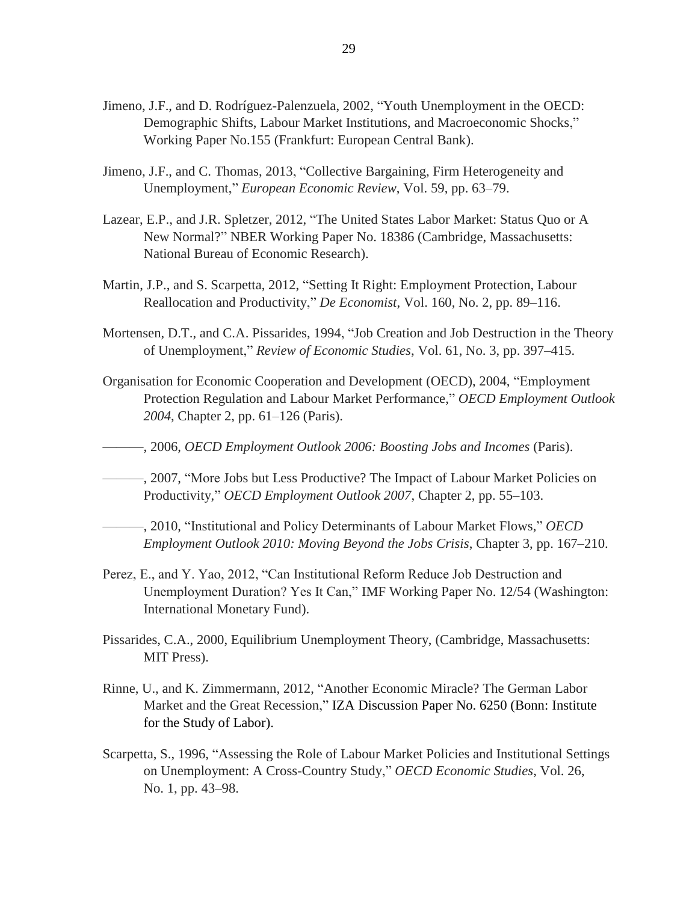Jimeno, J.F., and D. Rodríguez-Palenzuela, 2002, "Youth Unemployment in the OECD: Demographic Shifts, Labour Market Institutions, and Macroeconomic Shocks," Working Paper No.155 (Frankfurt: European Central Bank).

Jimeno, J.F., and C. Thomas, 2013, "Collective Bargaining, Firm Heterogeneity and Unemployment," *European Economic Review*, Vol. 59, pp. 63–79.

Lazear, E.P., and J.R. Spletzer, 2012, "The United States Labor Market: Status Quo or A New Normal?" NBER Working Paper No. 18386 (Cambridge, Massachusetts: National Bureau of Economic Research).

Martin, J.P., and S. Scarpetta, 2012, "Setting It Right: Employment Protection, Labour Reallocation and Productivity," *De Economist*, Vol. 160, No. 2, pp. 89–116.

Mortensen, D.T., and C.A. Pissarides, 1994, "Job Creation and Job Destruction in the Theory of Unemployment," *Review of Economic Studies*, Vol. 61, No. 3, pp. 397–415.

Organisation for Economic Cooperation and Development (OECD), 2004, "Employment Protection Regulation and Labour Market Performance," *OECD Employment Outlook 2004*, Chapter 2, pp. 61–126 (Paris).

———, 2006, *OECD Employment Outlook 2006: Boosting Jobs and Incomes* (Paris).

———, 2007, "More Jobs but Less Productive? The Impact of Labour Market Policies on Productivity," *OECD Employment Outlook 2007*, Chapter 2, pp. 55–103.

———, 2010, "Institutional and Policy Determinants of Labour Market Flows," *OECD Employment Outlook 2010: Moving Beyond the Jobs Crisis*, Chapter 3, pp. 167–210.

Perez, E., and Y. Yao, 2012, "Can Institutional Reform Reduce Job Destruction and Unemployment Duration? Yes It Can," IMF Working Paper No. 12/54 (Washington: International Monetary Fund).

Pissarides, C.A., 2000, Equilibrium Unemployment Theory, (Cambridge, Massachusetts: MIT Press).

Rinne, U., and K. Zimmermann, 2012, "Another Economic Miracle? The German Labor Market and the Great Recession," IZA Discussion Paper No. 6250 (Bonn: Institute for the Study of Labor).

Scarpetta, S., 1996, "Assessing the Role of Labour Market Policies and Institutional Settings on Unemployment: A Cross-Country Study," *OECD Economic Studies*, Vol. 26, No. 1, pp. 43–98.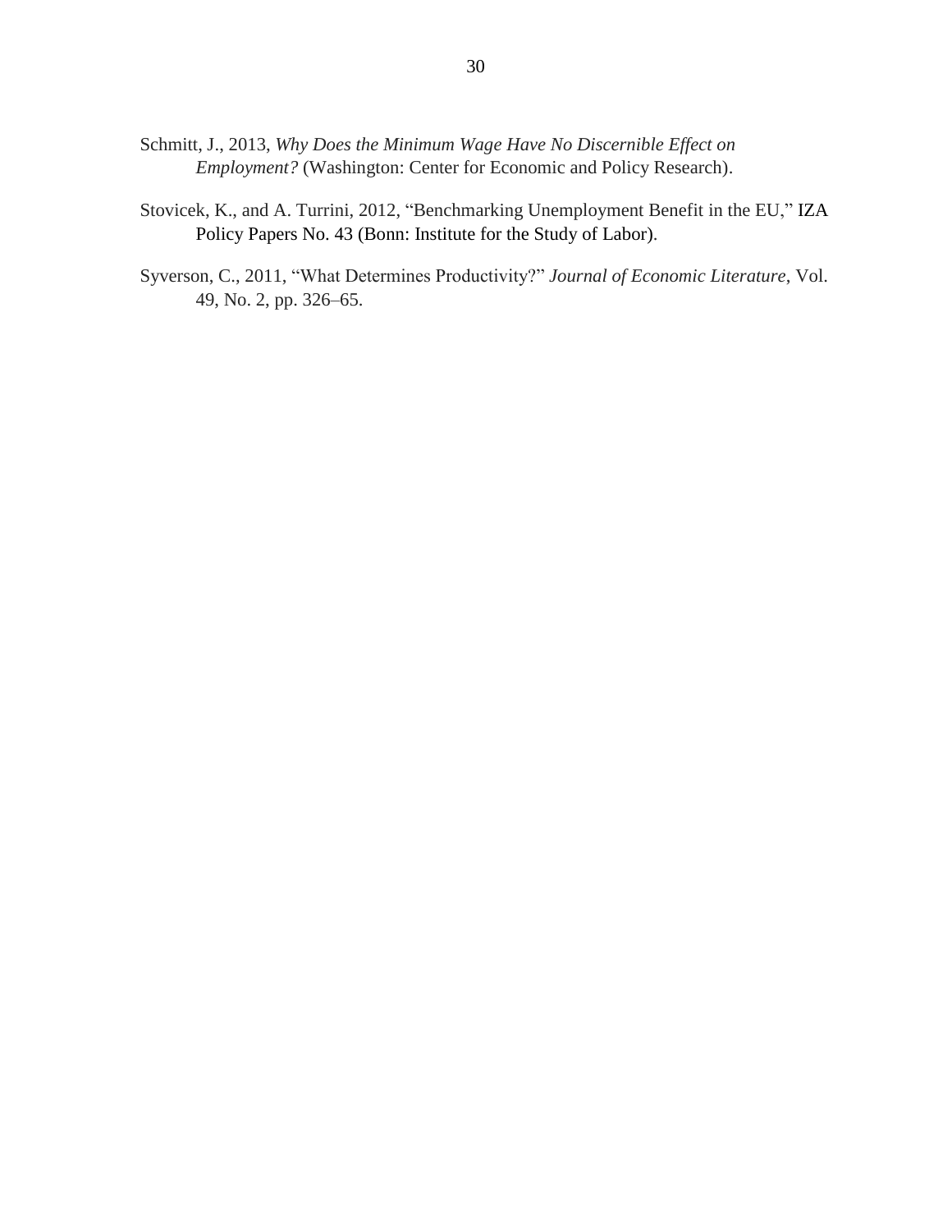Schmitt, J., 2013, *Why Does the Minimum Wage Have No Discernible Effect on Employment?* (Washington: Center for Economic and Policy Research).

Stovicek, K., and A. Turrini, 2012, "Benchmarking Unemployment Benefit in the EU," IZA Policy Papers No. 43 (Bonn: Institute for the Study of Labor).

Syverson, C., 2011, "What Determines Productivity?" *Journal of Economic Literature*, Vol. 49, No. 2, pp. 326–65.